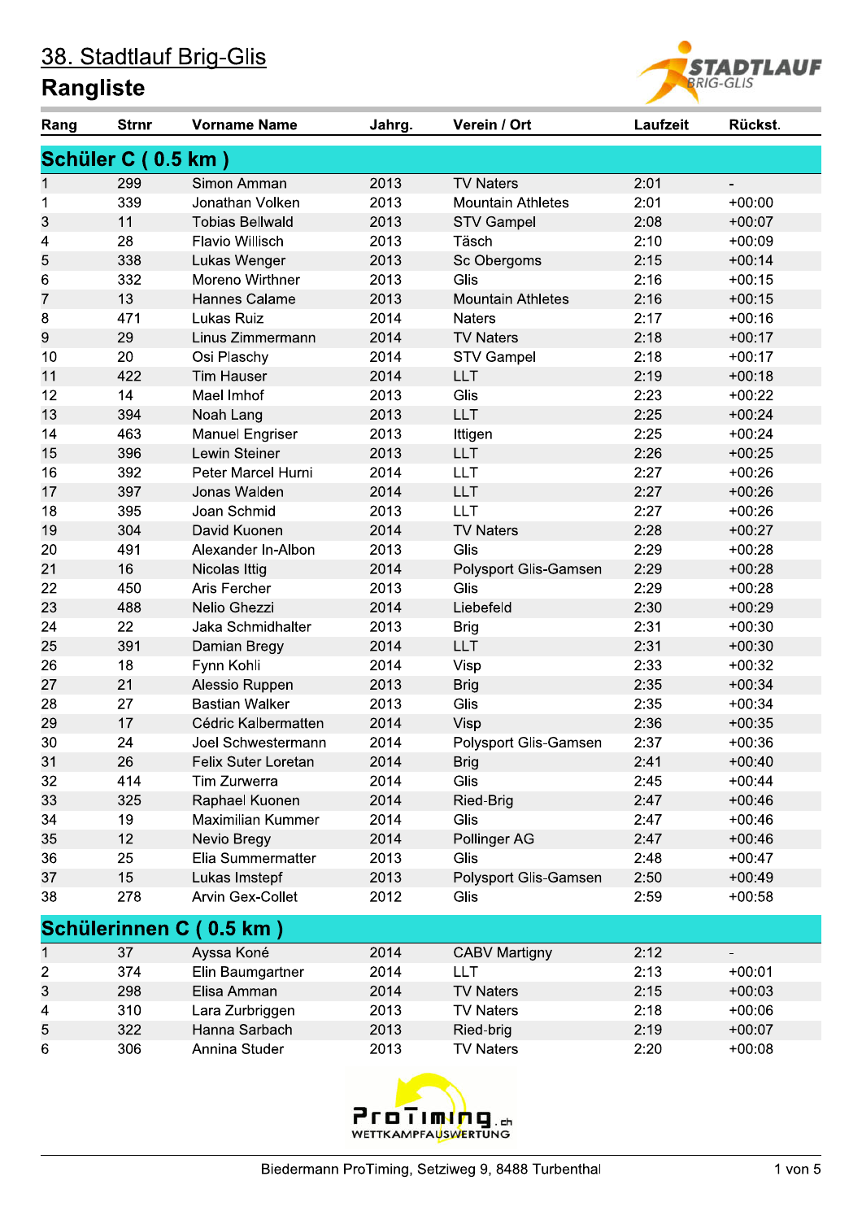# 38. Stadtlauf Brig-Glis

## Rangliste

| Rang | Strnr | Vorname Name | Jahrg. | Verein / Ort | Laufzeit | Rückst. |
|---|---|---|---|---|---|---|
| **Schüler C ( 0.5 km )** | | | | | | |
| 1 | 299 | Simon Amman | 2013 | TV Naters | 2:01 | - |
| 1 | 339 | Jonathan Volken | 2013 | Mountain Athletes | 2:01 | +00:00 |
| 3 | 11 | Tobias Bellwald | 2013 | STV Gampel | 2:08 | +00:07 |
| 4 | 28 | Flavio Willisch | 2013 | Täsch | 2:10 | +00:09 |
| 5 | 338 | Lukas Wenger | 2013 | Sc Obergoms | 2:15 | +00:14 |
| 6 | 332 | Moreno Wirthner | 2013 | Glis | 2:16 | +00:15 |
| 7 | 13 | Hannes Calame | 2013 | Mountain Athletes | 2:16 | +00:15 |
| 8 | 471 | Lukas Ruiz | 2014 | Naters | 2:17 | +00:16 |
| 9 | 29 | Linus Zimmermann | 2014 | TV Naters | 2:18 | +00:17 |
| 10 | 20 | Osi Plaschy | 2014 | STV Gampel | 2:18 | +00:17 |
| 11 | 422 | Tim Hauser | 2014 | LLT | 2:19 | +00:18 |
| 12 | 14 | Mael Imhof | 2013 | Glis | 2:23 | +00:22 |
| 13 | 394 | Noah Lang | 2013 | LLT | 2:25 | +00:24 |
| 14 | 463 | Manuel Engriser | 2013 | Ittigen | 2:25 | +00:24 |
| 15 | 396 | Lewin Steiner | 2013 | LLT | 2:26 | +00:25 |
| 16 | 392 | Peter Marcel Hurni | 2014 | LLT | 2:27 | +00:26 |
| 17 | 397 | Jonas Walden | 2014 | LLT | 2:27 | +00:26 |
| 18 | 395 | Joan Schmid | 2013 | LLT | 2:27 | +00:26 |
| 19 | 304 | David Kuonen | 2014 | TV Naters | 2:28 | +00:27 |
| 20 | 491 | Alexander In-Albon | 2013 | Glis | 2:29 | +00:28 |
| 21 | 16 | Nicolas Ittig | 2014 | Polysport Glis-Gamsen | 2:29 | +00:28 |
| 22 | 450 | Aris Fercher | 2013 | Glis | 2:29 | +00:28 |
| 23 | 488 | Nelio Ghezzi | 2014 | Liebefeld | 2:30 | +00:29 |
| 24 | 22 | Jaka Schmidhalter | 2013 | Brig | 2:31 | +00:30 |
| 25 | 391 | Damian Bregy | 2014 | LLT | 2:31 | +00:30 |
| 26 | 18 | Fynn Kohli | 2014 | Visp | 2:33 | +00:32 |
| 27 | 21 | Alessio Ruppen | 2013 | Brig | 2:35 | +00:34 |
| 28 | 27 | Bastian Walker | 2013 | Glis | 2:35 | +00:34 |
| 29 | 17 | Cédric Kalbermatten | 2014 | Visp | 2:36 | +00:35 |
| 30 | 24 | Joel Schwestermann | 2014 | Polysport Glis-Gamsen | 2:37 | +00:36 |
| 31 | 26 | Felix Suter Loretan | 2014 | Brig | 2:41 | +00:40 |
| 32 | 414 | Tim Zurwerra | 2014 | Glis | 2:45 | +00:44 |
| 33 | 325 | Raphael Kuonen | 2014 | Ried-Brig | 2:47 | +00:46 |
| 34 | 19 | Maximilian Kummer | 2014 | Glis | 2:47 | +00:46 |
| 35 | 12 | Nevio Bregy | 2014 | Pollinger AG | 2:47 | +00:46 |
| 36 | 25 | Elia Summermatter | 2013 | Glis | 2:48 | +00:47 |
| 37 | 15 | Lukas Imstepf | 2013 | Polysport Glis-Gamsen | 2:50 | +00:49 |
| 38 | 278 | Arvin Gex-Collet | 2012 | Glis | 2:59 | +00:58 |
| **Schülerinnen C ( 0.5 km )** | | | | | | |
| 1 | 37 | Ayssa Koné | 2014 | CABV Martigny | 2:12 | - |
| 2 | 374 | Elin Baumgartner | 2014 | LLT | 2:13 | +00:01 |
| 3 | 298 | Elisa Amman | 2014 | TV Naters | 2:15 | +00:03 |
| 4 | 310 | Lara Zurbriggen | 2013 | TV Naters | 2:18 | +00:06 |
| 5 | 322 | Hanna Sarbach | 2013 | Ried-brig | 2:19 | +00:07 |
| 6 | 306 | Annina Studer | 2013 | TV Naters | 2:20 | +00:08 |

Biedermann ProTiming, Setziweg 9, 8488 Turbenthal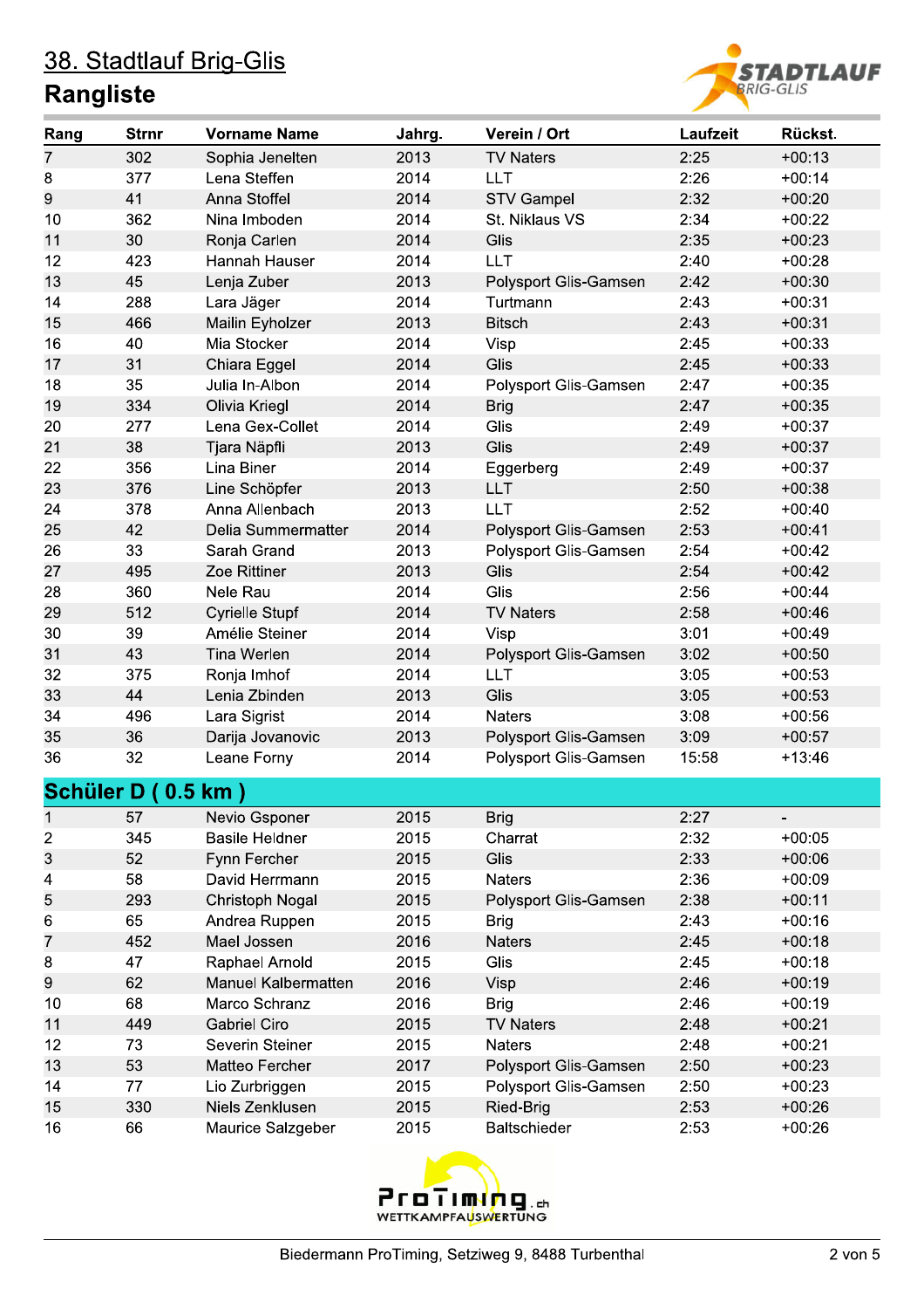# 38. Stadtlauf Brig-Glis

## Rangliste

| Rang | Strnr | Vorname Name | Jahrg. | Verein / Ort | Laufzeit | Rückst. |
|---|---|---|---|---|---|---|
| 7 | 302 | Sophia Jenelten | 2013 | TV Naters | 2:25 | +00:13 |
| 8 | 377 | Lena Steffen | 2014 | LLT | 2:26 | +00:14 |
| 9 | 41 | Anna Stoffel | 2014 | STV Gampel | 2:32 | +00:20 |
| 10 | 362 | Nina Imboden | 2014 | St. Niklaus VS | 2:34 | +00:22 |
| 11 | 30 | Ronja Carlen | 2014 | Glis | 2:35 | +00:23 |
| 12 | 423 | Hannah Hauser | 2014 | LLT | 2:40 | +00:28 |
| 13 | 45 | Lenja Zuber | 2013 | Polysport Glis-Gamsen | 2:42 | +00:30 |
| 14 | 288 | Lara Jäger | 2014 | Turtmann | 2:43 | +00:31 |
| 15 | 466 | Mailin Eyholzer | 2013 | Bitsch | 2:43 | +00:31 |
| 16 | 40 | Mia Stocker | 2014 | Visp | 2:45 | +00:33 |
| 17 | 31 | Chiara Eggel | 2014 | Glis | 2:45 | +00:33 |
| 18 | 35 | Julia In-Albon | 2014 | Polysport Glis-Gamsen | 2:47 | +00:35 |
| 19 | 334 | Olivia Kriegl | 2014 | Brig | 2:47 | +00:35 |
| 20 | 277 | Lena Gex-Collet | 2014 | Glis | 2:49 | +00:37 |
| 21 | 38 | Tjara Näpfli | 2013 | Glis | 2:49 | +00:37 |
| 22 | 356 | Lina Biner | 2014 | Eggerberg | 2:49 | +00:37 |
| 23 | 376 | Line Schöpfer | 2013 | LLT | 2:50 | +00:38 |
| 24 | 378 | Anna Allenbach | 2013 | LLT | 2:52 | +00:40 |
| 25 | 42 | Delia Summermatter | 2014 | Polysport Glis-Gamsen | 2:53 | +00:41 |
| 26 | 33 | Sarah Grand | 2013 | Polysport Glis-Gamsen | 2:54 | +00:42 |
| 27 | 495 | Zoe Rittiner | 2013 | Glis | 2:54 | +00:42 |
| 28 | 360 | Nele Rau | 2014 | Glis | 2:56 | +00:44 |
| 29 | 512 | Cyrielle Stupf | 2014 | TV Naters | 2:58 | +00:46 |
| 30 | 39 | Amélie Steiner | 2014 | Visp | 3:01 | +00:49 |
| 31 | 43 | Tina Werlen | 2014 | Polysport Glis-Gamsen | 3:02 | +00:50 |
| 32 | 375 | Ronja Imhof | 2014 | LLT | 3:05 | +00:53 |
| 33 | 44 | Lenia Zbinden | 2013 | Glis | 3:05 | +00:53 |
| 34 | 496 | Lara Sigrist | 2014 | Naters | 3:08 | +00:56 |
| 35 | 36 | Darija Jovanovic | 2013 | Polysport Glis-Gamsen | 3:09 | +00:57 |
| 36 | 32 | Leane Forny | 2014 | Polysport Glis-Gamsen | 15:58 | +13:46 |

### Schüler D ( 0.5 km )

| Rang | Strnr | Vorname Name | Jahrg. | Verein / Ort | Laufzeit | Rückst. |
|---|---|---|---|---|---|---|
| 1 | 57 | Nevio Gsponer | 2015 | Brig | 2:27 | - |
| 2 | 345 | Basile Heldner | 2015 | Charrat | 2:32 | +00:05 |
| 3 | 52 | Fynn Fercher | 2015 | Glis | 2:33 | +00:06 |
| 4 | 58 | David Herrmann | 2015 | Naters | 2:36 | +00:09 |
| 5 | 293 | Christoph Nogal | 2015 | Polysport Glis-Gamsen | 2:38 | +00:11 |
| 6 | 65 | Andrea Ruppen | 2015 | Brig | 2:43 | +00:16 |
| 7 | 452 | Mael Jossen | 2016 | Naters | 2:45 | +00:18 |
| 8 | 47 | Raphael Arnold | 2015 | Glis | 2:45 | +00:18 |
| 9 | 62 | Manuel Kalbermatten | 2016 | Visp | 2:46 | +00:19 |
| 10 | 68 | Marco Schranz | 2016 | Brig | 2:46 | +00:19 |
| 11 | 449 | Gabriel Ciro | 2015 | TV Naters | 2:48 | +00:21 |
| 12 | 73 | Severin Steiner | 2015 | Naters | 2:48 | +00:21 |
| 13 | 53 | Matteo Fercher | 2017 | Polysport Glis-Gamsen | 2:50 | +00:23 |
| 14 | 77 | Lio Zurbriggen | 2015 | Polysport Glis-Gamsen | 2:50 | +00:23 |
| 15 | 330 | Niels Zenklusen | 2015 | Ried-Brig | 2:53 | +00:26 |
| 16 | 66 | Maurice Salzgeber | 2015 | Baltschieder | 2:53 | +00:26 |

Biedermann ProTiming, Setziweg 9, 8488 Turbenthal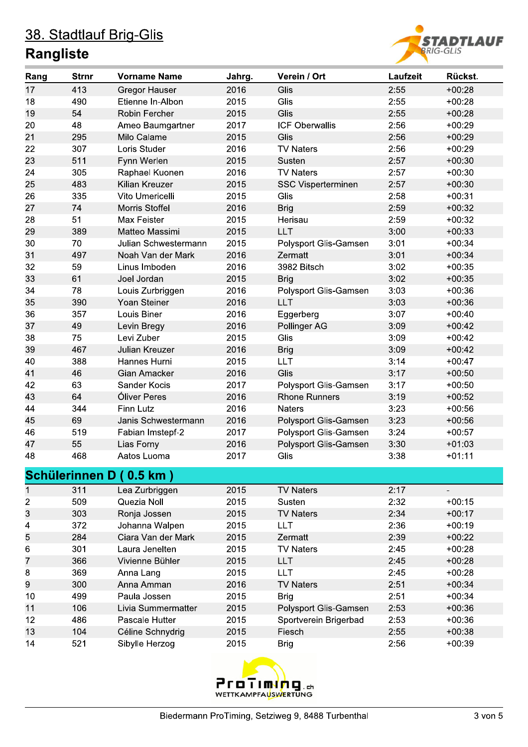# 38. Stadtlauf Brig-Glis

## Rangliste

| Rang | Strnr | Vorname Name | Jahrg. | Verein / Ort | Laufzeit | Rückst. |
|---|---|---|---|---|---|---|
| 17 | 413 | Gregor Hauser | 2016 | Glis | 2:55 | +00:28 |
| 18 | 490 | Etienne In-Albon | 2015 | Glis | 2:55 | +00:28 |
| 19 | 54 | Robin Fercher | 2015 | Glis | 2:55 | +00:28 |
| 20 | 48 | Ameo Baumgartner | 2017 | ICF Oberwallis | 2:56 | +00:29 |
| 21 | 295 | Milo Calame | 2015 | Glis | 2:56 | +00:29 |
| 22 | 307 | Loris Studer | 2016 | TV Naters | 2:56 | +00:29 |
| 23 | 511 | Fynn Werlen | 2015 | Susten | 2:57 | +00:30 |
| 24 | 305 | Raphael Kuonen | 2016 | TV Naters | 2:57 | +00:30 |
| 25 | 483 | Kilian Kreuzer | 2015 | SSC Vispertermine | 2:57 | +00:30 |
| 26 | 335 | Vito Umericelli | 2015 | Glis | 2:58 | +00:31 |
| 27 | 74 | Morris Stoffel | 2016 | Brig | 2:59 | +00:32 |
| 28 | 51 | Max Feister | 2015 | Herisau | 2:59 | +00:32 |
| 29 | 389 | Matteo Massimi | 2015 | LLT | 3:00 | +00:33 |
| 30 | 70 | Julian Schwestermann | 2015 | Polysport Glis-Gamsen | 3:01 | +00:34 |
| 31 | 497 | Noah Van der Mark | 2016 | Zermatt | 3:01 | +00:34 |
| 32 | 59 | Linus Imboden | 2016 | 3982 Bitsch | 3:02 | +00:35 |
| 33 | 61 | Joel Jordan | 2015 | Brig | 3:02 | +00:35 |
| 34 | 78 | Louis Zurbriggen | 2016 | Polysport Glis-Gamsen | 3:03 | +00:36 |
| 35 | 390 | Yoan Steiner | 2016 | LLT | 3:03 | +00:36 |
| 36 | 357 | Louis Biner | 2016 | Eggerberg | 3:07 | +00:40 |
| 37 | 49 | Levin Bregy | 2016 | Pollinger AG | 3:09 | +00:42 |
| 38 | 75 | Levi Zuber | 2015 | Glis | 3:09 | +00:42 |
| 39 | 467 | Julian Kreuzer | 2016 | Brig | 3:09 | +00:42 |
| 40 | 388 | Hannes Hurni | 2015 | LLT | 3:14 | +00:47 |
| 41 | 46 | Gian Amacker | 2016 | Glis | 3:17 | +00:50 |
| 42 | 63 | Sander Kocis | 2017 | Polysport Glis-Gamsen | 3:17 | +00:50 |
| 43 | 64 | Óliver Peres | 2016 | Rhone Runners | 3:19 | +00:52 |
| 44 | 344 | Finn Lutz | 2016 | Naters | 3:23 | +00:56 |
| 45 | 69 | Janis Schwestermann | 2016 | Polysport Glis-Gamsen | 3:23 | +00:56 |
| 46 | 519 | Fabian Imstepf-2 | 2017 | Polysport Glis-Gamsen | 3:24 | +00:57 |
| 47 | 55 | Lias Forny | 2016 | Polysport Glis-Gamsen | 3:30 | +01:03 |
| 48 | 468 | Aatos Luoma | 2017 | Glis | 3:38 | +01:11 |

## Schülerinnen D ( 0.5 km )

| Rang | Strnr | Vorname Name | Jahrg. | Verein / Ort | Laufzeit | Rückst. |
|---|---|---|---|---|---|---|
| 1 | 311 | Lea Zurbriggen | 2015 | TV Naters | 2:17 | - |
| 2 | 509 | Quezia Noll | 2015 | Susten | 2:32 | +00:15 |
| 3 | 303 | Ronja Jossen | 2015 | TV Naters | 2:34 | +00:17 |
| 4 | 372 | Johanna Walpen | 2015 | LLT | 2:36 | +00:19 |
| 5 | 284 | Ciara Van der Mark | 2015 | Zermatt | 2:39 | +00:22 |
| 6 | 301 | Laura Jenelten | 2015 | TV Naters | 2:45 | +00:28 |
| 7 | 366 | Vivienne Bühler | 2015 | LLT | 2:45 | +00:28 |
| 8 | 369 | Anna Lang | 2015 | LLT | 2:45 | +00:28 |
| 9 | 300 | Anna Amman | 2016 | TV Naters | 2:51 | +00:34 |
| 10 | 499 | Paula Jossen | 2015 | Brig | 2:51 | +00:34 |
| 11 | 106 | Livia Summermatter | 2015 | Polysport Glis-Gamsen | 2:53 | +00:36 |
| 12 | 486 | Pascale Hutter | 2015 | Sportverein Brigerbad | 2:53 | +00:36 |
| 13 | 104 | Céline Schnydrig | 2015 | Fiesch | 2:55 | +00:38 |
| 14 | 521 | Sibylle Herzog | 2015 | Brig | 2:56 | +00:39 |

Biedermann ProTiming, Setziweg 9, 8488 Turbenthal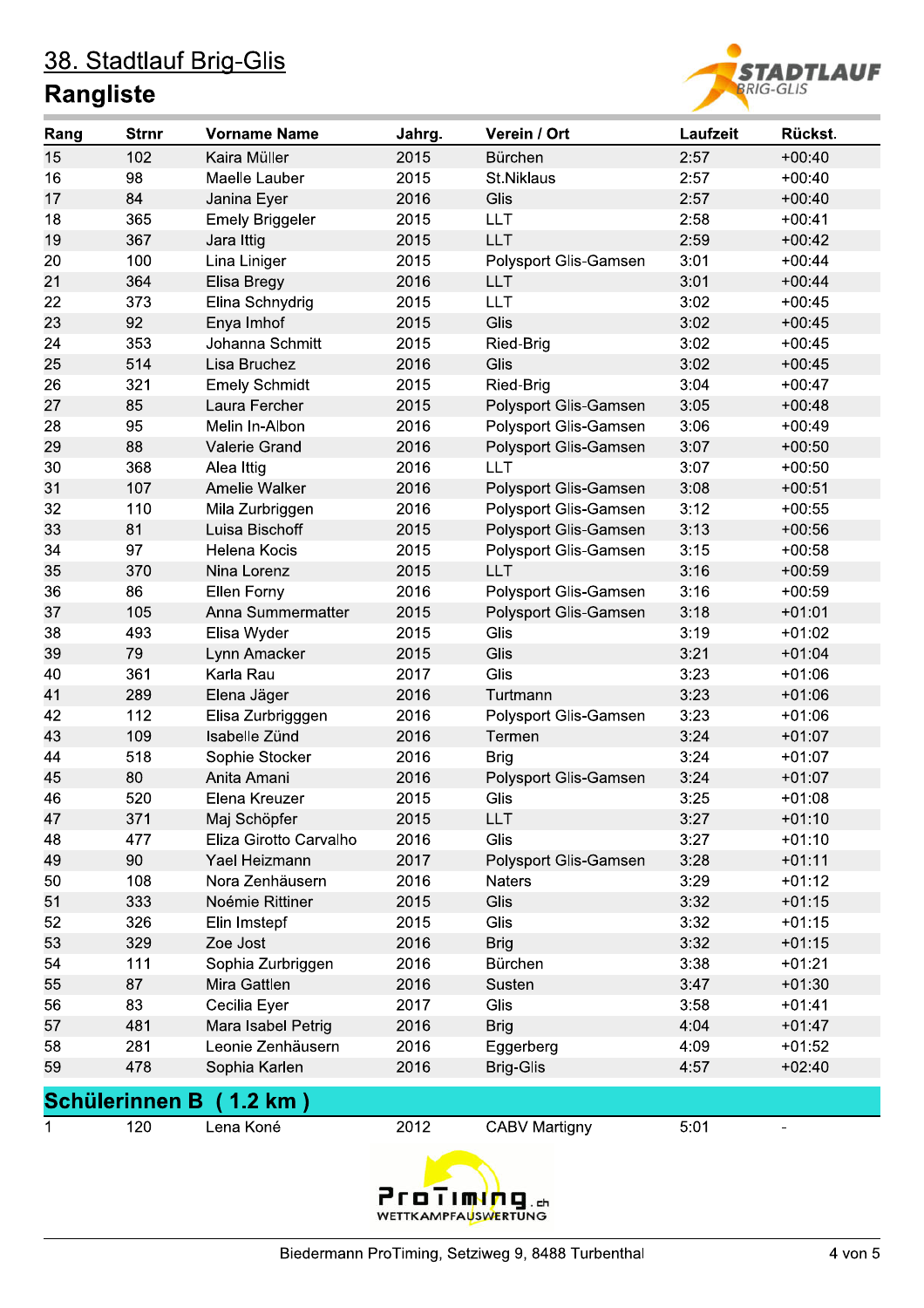# 38. Stadtlauf Brig-Glis

## Rangliste

| Rang | Strnr | Vorname Name | Jahrg. | Verein / Ort | Laufzeit | Rückst. |
|---|---|---|---|---|---|---|
| 15 | 102 | Kaira Müller | 2015 | Bürchen | 2:57 | +00:40 |
| 16 | 98 | Maelle Lauber | 2015 | St.Niklaus | 2:57 | +00:40 |
| 17 | 84 | Janina Eyer | 2016 | Glis | 2:57 | +00:40 |
| 18 | 365 | Emely Briggeler | 2015 | LLT | 2:58 | +00:41 |
| 19 | 367 | Jara Ittig | 2015 | LLT | 2:59 | +00:42 |
| 20 | 100 | Lina Liniger | 2015 | Polysport Glis-Gamsen | 3:01 | +00:44 |
| 21 | 364 | Elisa Bregy | 2016 | LLT | 3:01 | +00:44 |
| 22 | 373 | Elina Schnydrig | 2015 | LLT | 3:02 | +00:45 |
| 23 | 92 | Enya Imhof | 2015 | Glis | 3:02 | +00:45 |
| 24 | 353 | Johanna Schmitt | 2015 | Ried-Brig | 3:02 | +00:45 |
| 25 | 514 | Lisa Bruchez | 2016 | Glis | 3:02 | +00:45 |
| 26 | 321 | Emely Schmidt | 2015 | Ried-Brig | 3:04 | +00:47 |
| 27 | 85 | Laura Fercher | 2015 | Polysport Glis-Gamsen | 3:05 | +00:48 |
| 28 | 95 | Melin In-Albon | 2016 | Polysport Glis-Gamsen | 3:06 | +00:49 |
| 29 | 88 | Valerie Grand | 2016 | Polysport Glis-Gamsen | 3:07 | +00:50 |
| 30 | 368 | Alea Ittig | 2016 | LLT | 3:07 | +00:50 |
| 31 | 107 | Amelie Walker | 2016 | Polysport Glis-Gamsen | 3:08 | +00:51 |
| 32 | 110 | Mila Zurbriggen | 2016 | Polysport Glis-Gamsen | 3:12 | +00:55 |
| 33 | 81 | Luisa Bischoff | 2015 | Polysport Glis-Gamsen | 3:13 | +00:56 |
| 34 | 97 | Helena Kocis | 2015 | Polysport Glis-Gamsen | 3:15 | +00:58 |
| 35 | 370 | Nina Lorenz | 2015 | LLT | 3:16 | +00:59 |
| 36 | 86 | Ellen Forny | 2016 | Polysport Glis-Gamsen | 3:16 | +00:59 |
| 37 | 105 | Anna Summermatter | 2015 | Polysport Glis-Gamsen | 3:18 | +01:01 |
| 38 | 493 | Elisa Wyder | 2015 | Glis | 3:19 | +01:02 |
| 39 | 79 | Lynn Amacker | 2015 | Glis | 3:21 | +01:04 |
| 40 | 361 | Karla Rau | 2017 | Glis | 3:23 | +01:06 |
| 41 | 289 | Elena Jäger | 2016 | Turtmann | 3:23 | +01:06 |
| 42 | 112 | Elisa Zurbrigggen | 2016 | Polysport Glis-Gamsen | 3:23 | +01:06 |
| 43 | 109 | Isabelle Zünd | 2016 | Termen | 3:24 | +01:07 |
| 44 | 518 | Sophie Stocker | 2016 | Brig | 3:24 | +01:07 |
| 45 | 80 | Anita Amani | 2016 | Polysport Glis-Gamsen | 3:24 | +01:07 |
| 46 | 520 | Elena Kreuzer | 2015 | Glis | 3:25 | +01:08 |
| 47 | 371 | Maj Schöpfer | 2015 | LLT | 3:27 | +01:10 |
| 48 | 477 | Eliza Girotto Carvalho | 2016 | Glis | 3:27 | +01:10 |
| 49 | 90 | Yael Heizmann | 2017 | Polysport Glis-Gamsen | 3:28 | +01:11 |
| 50 | 108 | Nora Zenhäusern | 2016 | Naters | 3:29 | +01:12 |
| 51 | 333 | Noémie Rittiner | 2015 | Glis | 3:32 | +01:15 |
| 52 | 326 | Elin Imstepf | 2015 | Glis | 3:32 | +01:15 |
| 53 | 329 | Zoe Jost | 2016 | Brig | 3:32 | +01:15 |
| 54 | 111 | Sophia Zurbriggen | 2016 | Bürchen | 3:38 | +01:21 |
| 55 | 87 | Mira Gattlen | 2016 | Susten | 3:47 | +01:30 |
| 56 | 83 | Cecilia Eyer | 2017 | Glis | 3:58 | +01:41 |
| 57 | 481 | Mara Isabel Petrig | 2016 | Brig | 4:04 | +01:47 |
| 58 | 281 | Leonie Zenhäusern | 2016 | Eggerberg | 4:09 | +01:52 |
| 59 | 478 | Sophia Karlen | 2016 | Brig-Glis | 4:57 | +02:40 |

## Schülerinnen B ( 1.2 km )

| Rang | Strnr | Vorname Name | Jahrg. | Verein / Ort | Laufzeit | Rückst. |
|---|---|---|---|---|---|---|
| 1 | 120 | Lena Koné | 2012 | CABV Martigny | 5:01 | - |

Biedermann ProTiming, Setziweg 9, 8488 Turbenthal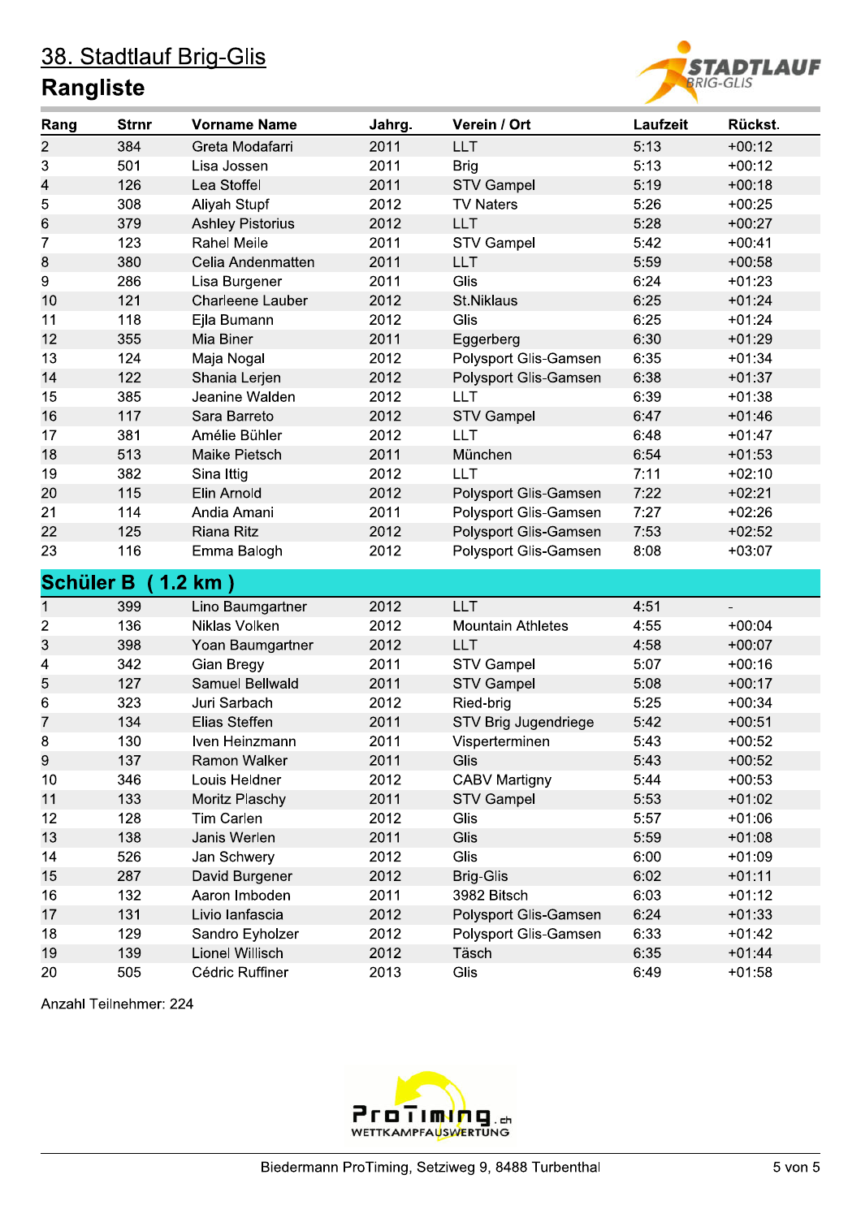# 38. Stadtlauf Brig-Glis

## Rangliste

| Rang | Strnr | Vorname Name | Jahrg. | Verein / Ort | Laufzeit | Rückst. |
|---|---|---|---|---|---|---|
| 2 | 384 | Greta Modafarri | 2011 | LLT | 5:13 | +00:12 |
| 3 | 501 | Lisa Jossen | 2011 | Brig | 5:13 | +00:12 |
| 4 | 126 | Lea Stoffel | 2011 | STV Gampel | 5:19 | +00:18 |
| 5 | 308 | Aliyah Stupf | 2012 | TV Naters | 5:26 | +00:25 |
| 6 | 379 | Ashley Pistorius | 2012 | LLT | 5:28 | +00:27 |
| 7 | 123 | Rahel Meile | 2011 | STV Gampel | 5:42 | +00:41 |
| 8 | 380 | Celia Andenmatten | 2011 | LLT | 5:59 | +00:58 |
| 9 | 286 | Lisa Burgener | 2011 | Glis | 6:24 | +01:23 |
| 10 | 121 | Charleene Lauber | 2012 | St.Niklaus | 6:25 | +01:24 |
| 11 | 118 | Ejla Bumann | 2012 | Glis | 6:25 | +01:24 |
| 12 | 355 | Mia Biner | 2011 | Eggerberg | 6:30 | +01:29 |
| 13 | 124 | Maja Nogal | 2012 | Polysport Glis-Gamsen | 6:35 | +01:34 |
| 14 | 122 | Shania Lerjen | 2012 | Polysport Glis-Gamsen | 6:38 | +01:37 |
| 15 | 385 | Jeanine Walden | 2012 | LLT | 6:39 | +01:38 |
| 16 | 117 | Sara Barreto | 2012 | STV Gampel | 6:47 | +01:46 |
| 17 | 381 | Amélie Bühler | 2012 | LLT | 6:48 | +01:47 |
| 18 | 513 | Maike Pietsch | 2011 | München | 6:54 | +01:53 |
| 19 | 382 | Sina Ittig | 2012 | LLT | 7:11 | +02:10 |
| 20 | 115 | Elin Arnold | 2012 | Polysport Glis-Gamsen | 7:22 | +02:21 |
| 21 | 114 | Andia Amani | 2011 | Polysport Glis-Gamsen | 7:27 | +02:26 |
| 22 | 125 | Riana Ritz | 2012 | Polysport Glis-Gamsen | 7:53 | +02:52 |
| 23 | 116 | Emma Balogh | 2012 | Polysport Glis-Gamsen | 8:08 | +03:07 |

### Schüler B ( 1.2 km )

| Rang | Strnr | Vorname Name | Jahrg. | Verein / Ort | Laufzeit | Rückst. |
|---|---|---|---|---|---|---|
| 1 | 399 | Lino Baumgartner | 2012 | LLT | 4:51 | - |
| 2 | 136 | Niklas Volken | 2012 | Mountain Athletes | 4:55 | +00:04 |
| 3 | 398 | Yoan Baumgartner | 2012 | LLT | 4:58 | +00:07 |
| 4 | 342 | Gian Bregy | 2011 | STV Gampel | 5:07 | +00:16 |
| 5 | 127 | Samuel Bellwald | 2011 | STV Gampel | 5:08 | +00:17 |
| 6 | 323 | Juri Sarbach | 2012 | Ried-brig | 5:25 | +00:34 |
| 7 | 134 | Elias Steffen | 2011 | STV Brig Jugendriege | 5:42 | +00:51 |
| 8 | 130 | Iven Heinzmann | 2011 | Visperterminen | 5:43 | +00:52 |
| 9 | 137 | Ramon Walker | 2011 | Glis | 5:43 | +00:52 |
| 10 | 346 | Louis Heldner | 2012 | CABV Martigny | 5:44 | +00:53 |
| 11 | 133 | Moritz Plaschy | 2011 | STV Gampel | 5:53 | +01:02 |
| 12 | 128 | Tim Carlen | 2012 | Glis | 5:57 | +01:06 |
| 13 | 138 | Janis Werlen | 2011 | Glis | 5:59 | +01:08 |
| 14 | 526 | Jan Schwery | 2012 | Glis | 6:00 | +01:09 |
| 15 | 287 | David Burgener | 2012 | Brig-Glis | 6:02 | +01:11 |
| 16 | 132 | Aaron Imboden | 2011 | 3982 Bitsch | 6:03 | +01:12 |
| 17 | 131 | Livio Ianfascia | 2012 | Polysport Glis-Gamsen | 6:24 | +01:33 |
| 18 | 129 | Sandro Eyholzer | 2012 | Polysport Glis-Gamsen | 6:33 | +01:42 |
| 19 | 139 | Lionel Willisch | 2012 | Täsch | 6:35 | +01:44 |
| 20 | 505 | Cédric Ruffiner | 2013 | Glis | 6:49 | +01:58 |

Anzahl Teilnehmer: 224

Biedermann ProTiming, Setziweg 9, 8488 Turbenthal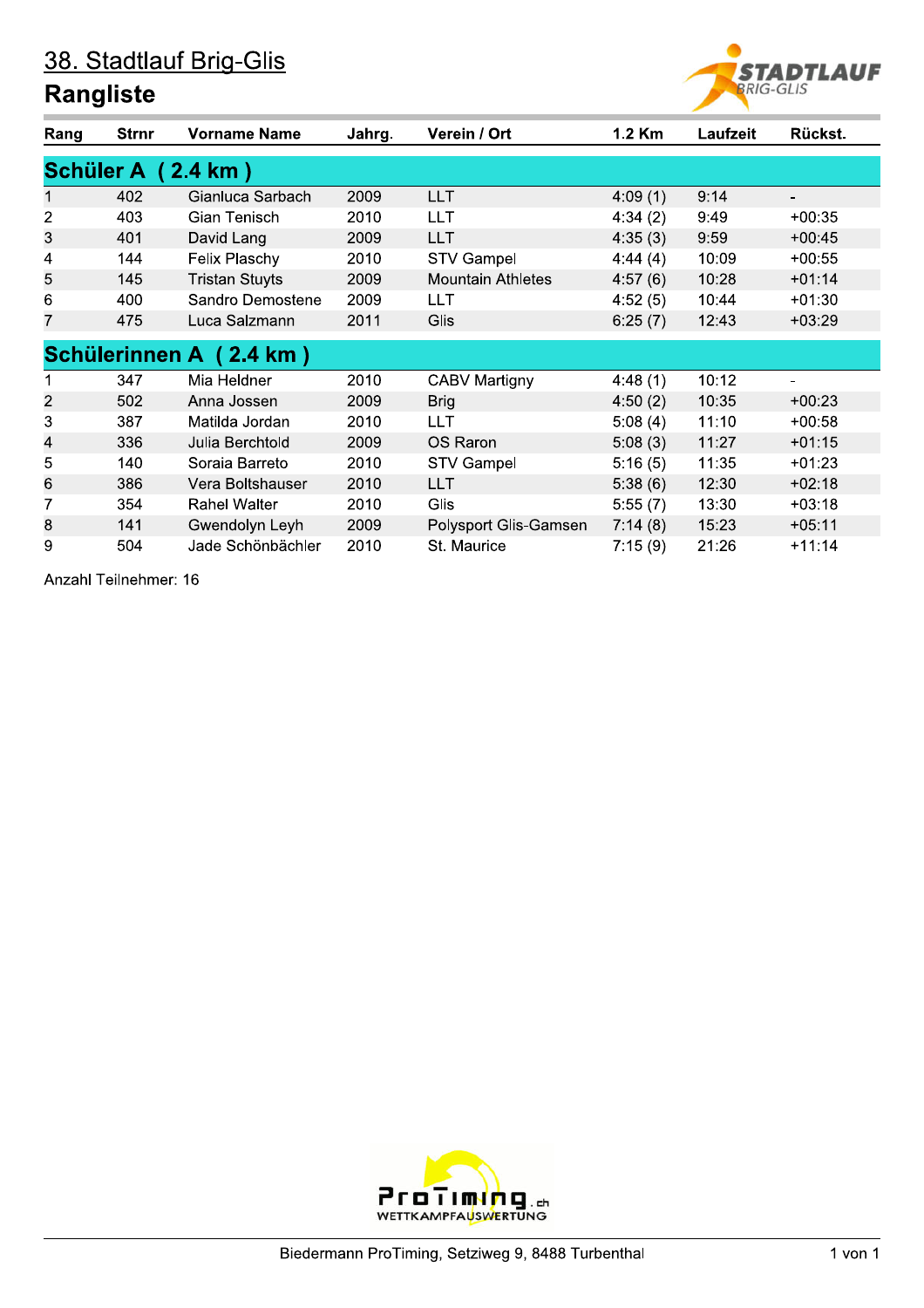# 38. Stadtlauf Brig-Glis

## Rangliste

| Rang | Strnr | Vorname Name | Jahrg. | Verein / Ort | 1.2 Km | Laufzeit | Rückst. |
|---|---|---|---|---|---|---|---|
| **Schüler A ( 2.4 km )** | | | | | | | |
| 1 | 402 | Gianluca Sarbach | 2009 | LLT | 4:09 (1) | 9:14 | - |
| 2 | 403 | Gian Tenisch | 2010 | LLT | 4:34 (2) | 9:49 | +00:35 |
| 3 | 401 | David Lang | 2009 | LLT | 4:35 (3) | 9:59 | +00:45 |
| 4 | 144 | Felix Plaschy | 2010 | STV Gampel | 4:44 (4) | 10:09 | +00:55 |
| 5 | 145 | Tristan Stuyts | 2009 | Mountain Athletes | 4:57 (6) | 10:28 | +01:14 |
| 6 | 400 | Sandro Demostene | 2009 | LLT | 4:52 (5) | 10:44 | +01:30 |
| 7 | 475 | Luca Salzmann | 2011 | Glis | 6:25 (7) | 12:43 | +03:29 |
| **Schülerinnen A ( 2.4 km )** | | | | | | | |
| 1 | 347 | Mia Heldner | 2010 | CABV Martigny | 4:48 (1) | 10:12 | - |
| 2 | 502 | Anna Jossen | 2009 | Brig | 4:50 (2) | 10:35 | +00:23 |
| 3 | 387 | Matilda Jordan | 2010 | LLT | 5:08 (4) | 11:10 | +00:58 |
| 4 | 336 | Julia Berchtold | 2009 | OS Raron | 5:08 (3) | 11:27 | +01:15 |
| 5 | 140 | Soraia Barreto | 2010 | STV Gampel | 5:16 (5) | 11:35 | +01:23 |
| 6 | 386 | Vera Boltshauser | 2010 | LLT | 5:38 (6) | 12:30 | +02:18 |
| 7 | 354 | Rahel Walter | 2010 | Glis | 5:55 (7) | 13:30 | +03:18 |
| 8 | 141 | Gwendolyn Leyh | 2009 | Polysport Glis-Gamsen | 7:14 (8) | 15:23 | +05:11 |
| 9 | 504 | Jade Schönbächler | 2010 | St. Maurice | 7:15 (9) | 21:26 | +11:14 |

Anzahl Teilnehmer: 16

Biedermann ProTiming, Setziweg 9, 8488 Turbenthal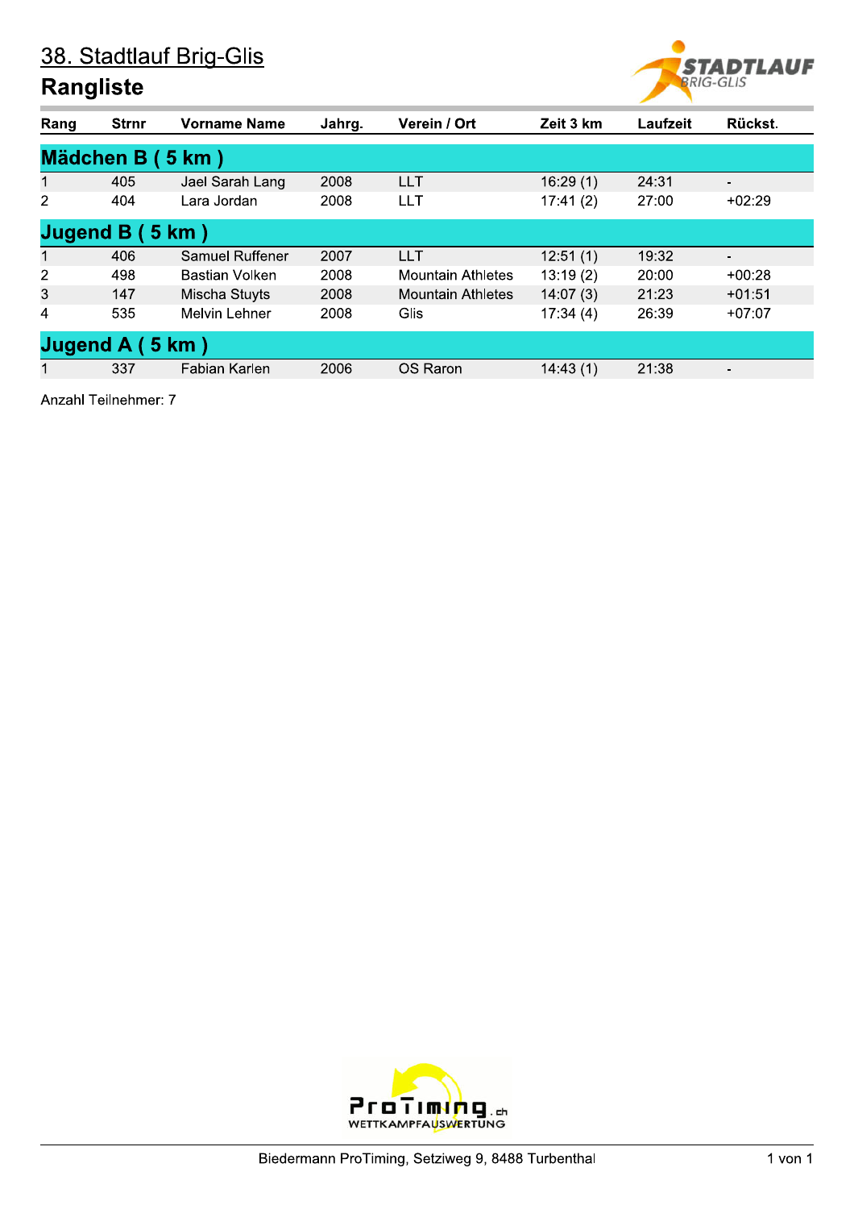# 38. Stadtlauf Brig-Glis

## Rangliste

| Rang | Strnr | Vorname Name | Jahrg. | Verein / Ort | Zeit 3 km | Laufzeit | Rückst. |
|---|---|---|---|---|---|---|---|
| **Mädchen B ( 5 km )** | | | | | | | |
| 1 | 405 | Jael Sarah Lang | 2008 | LLT | 16:29 (1) | 24:31 | - |
| 2 | 404 | Lara Jordan | 2008 | LLT | 17:41 (2) | 27:00 | +02:29 |
| **Jugend B ( 5 km )** | | | | | | | |
| 1 | 406 | Samuel Ruffener | 2007 | LLT | 12:51 (1) | 19:32 | - |
| 2 | 498 | Bastian Volken | 2008 | Mountain Athletes | 13:19 (2) | 20:00 | +00:28 |
| 3 | 147 | Mischa Stuyts | 2008 | Mountain Athletes | 14:07 (3) | 21:23 | +01:51 |
| 4 | 535 | Melvin Lehner | 2008 | Glis | 17:34 (4) | 26:39 | +07:07 |
| **Jugend A ( 5 km )** | | | | | | | |
| 1 | 337 | Fabian Karlen | 2006 | OS Raron | 14:43 (1) | 21:38 | - |

Anzahl Teilnehmer: 7

Biedermann ProTiming, Setziweg 9, 8488 Turbenthal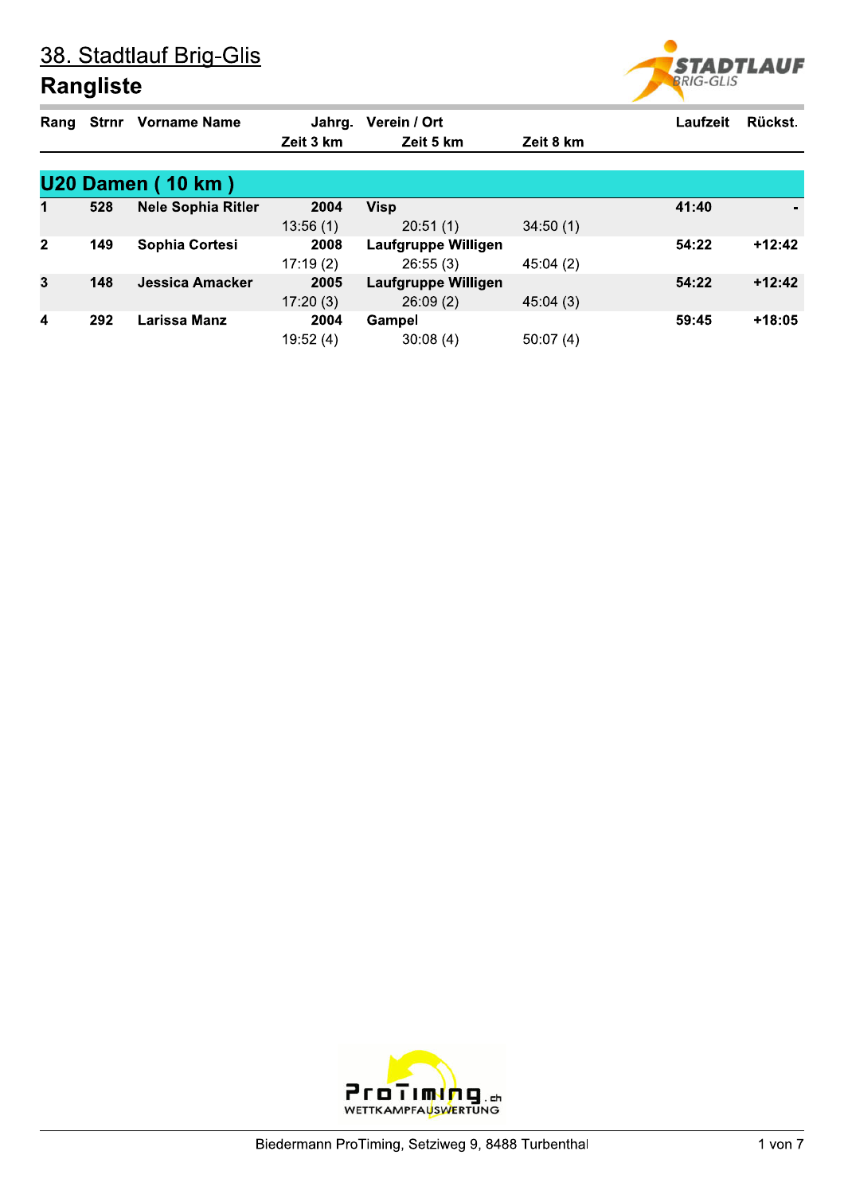# 38. Stadtlauf Brig-Glis

## Rangliste

### U20 Damen ( 10 km )

| Rang | Strnr | Vorname Name | Jahrg. | Verein / Ort | Zeit 3 km | Zeit 5 km | Zeit 8 km | Laufzeit | Rückst. |
|---|---|---|---|---|---|---|---|---|---|
| 1 | 528 | Nele Sophia Ritler | 2004 | Visp | 13:56 (1) | 20:51 (1) | 34:50 (1) | 41:40 | - |
| 2 | 149 | Sophia Cortesi | 2008 | Laufgruppe Willigen | 17:19 (2) | 26:55 (3) | 45:04 (2) | 54:22 | +12:42 |
| 3 | 148 | Jessica Amacker | 2005 | Laufgruppe Willigen | 17:20 (3) | 26:09 (2) | 45:04 (3) | 54:22 | +12:42 |
| 4 | 292 | Larissa Manz | 2004 | Gampel | 19:52 (4) | 30:08 (4) | 50:07 (4) | 59:45 | +18:05 |

ProTiming.ch WETTKAMPFAUSWERTUNG

Biedermann ProTiming, Setziweg 9, 8488 Turbenthal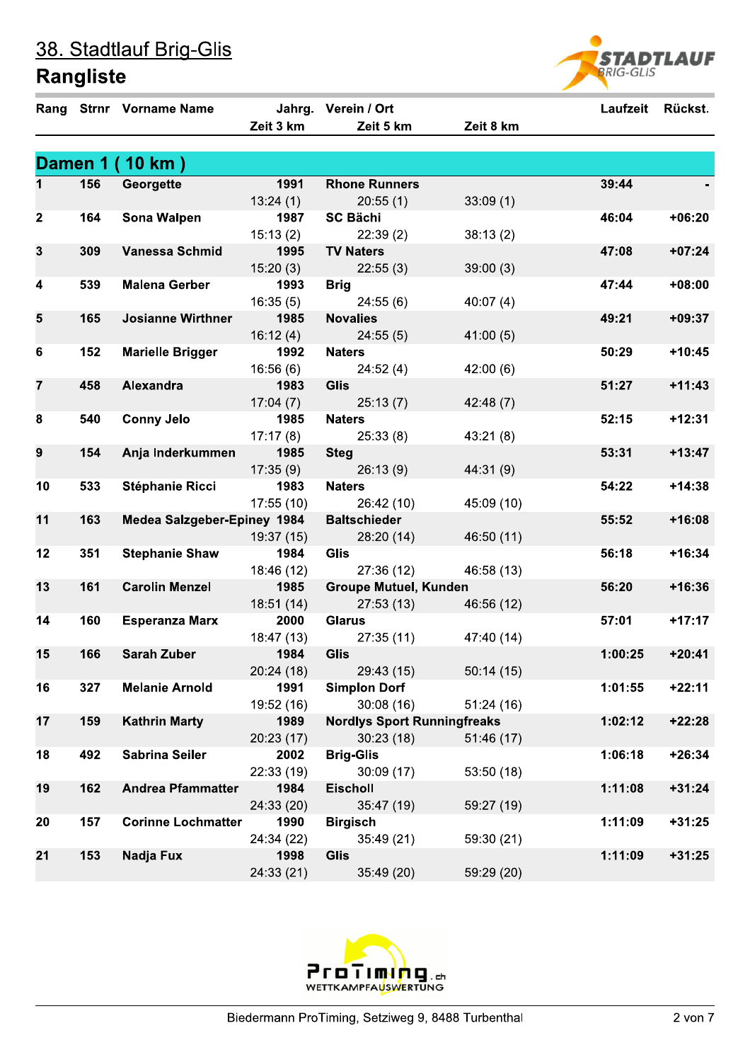# 38. Stadtlauf Brig-Glis

## Rangliste

### Damen 1 ( 10 km )

| Rang | Strnr | Vorname Name | Jahrg. | Verein / Ort | Zeit 3 km | Zeit 5 km | Zeit 8 km | Laufzeit | Rückst. |
|---|---|---|---|---|---|---|---|---|---|
| 1 | 156 | Georgette | 1991 | Rhone Runners | 13:24 (1) | 20:55 (1) | 33:09 (1) | 39:44 | - |
| 2 | 164 | Sona Walpen | 1987 | SC Bächi | 15:13 (2) | 22:39 (2) | 38:13 (2) | 46:04 | +06:20 |
| 3 | 309 | Vanessa Schmid | 1995 | TV Naters | 15:20 (3) | 22:55 (3) | 39:00 (3) | 47:08 | +07:24 |
| 4 | 539 | Malena Gerber | 1993 | Brig | 16:35 (5) | 24:55 (6) | 40:07 (4) | 47:44 | +08:00 |
| 5 | 165 | Josianne Wirthner | 1985 | Novalies | 16:12 (4) | 24:55 (5) | 41:00 (5) | 49:21 | +09:37 |
| 6 | 152 | Marielle Brigger | 1992 | Naters | 16:56 (6) | 24:52 (4) | 42:00 (6) | 50:29 | +10:45 |
| 7 | 458 | Alexandra | 1983 | Glis | 17:04 (7) | 25:13 (7) | 42:48 (7) | 51:27 | +11:43 |
| 8 | 540 | Conny Jelo | 1985 | Naters | 17:17 (8) | 25:33 (8) | 43:21 (8) | 52:15 | +12:31 |
| 9 | 154 | Anja Inderkummen | 1985 | Steg | 17:35 (9) | 26:13 (9) | 44:31 (9) | 53:31 | +13:47 |
| 10 | 533 | Stéphanie Ricci | 1983 | Naters | 17:55 (10) | 26:42 (10) | 45:09 (10) | 54:22 | +14:38 |
| 11 | 163 | Medea Salzgeber-Epiney | 1984 | Baltschieder | 19:37 (15) | 28:20 (14) | 46:50 (11) | 55:52 | +16:08 |
| 12 | 351 | Stephanie Shaw | 1984 | Glis | 18:46 (12) | 27:36 (12) | 46:58 (13) | 56:18 | +16:34 |
| 13 | 161 | Carolin Menzel | 1985 | Groupe Mutuel, Kunden | 18:51 (14) | 27:53 (13) | 46:56 (12) | 56:20 | +16:36 |
| 14 | 160 | Esperanza Marx | 2000 | Glarus | 18:47 (13) | 27:35 (11) | 47:40 (14) | 57:01 | +17:17 |
| 15 | 166 | Sarah Zuber | 1984 | Glis | 20:24 (18) | 29:43 (15) | 50:14 (15) | 1:00:25 | +20:41 |
| 16 | 327 | Melanie Arnold | 1991 | Simplon Dorf | 19:52 (16) | 30:08 (16) | 51:24 (16) | 1:01:55 | +22:11 |
| 17 | 159 | Kathrin Marty | 1989 | Nordlys Sport Runningfreaks | 20:23 (17) | 30:23 (18) | 51:46 (17) | 1:02:12 | +22:28 |
| 18 | 492 | Sabrina Seiler | 2002 | Brig-Glis | 22:33 (19) | 30:09 (17) | 53:50 (18) | 1:06:18 | +26:34 |
| 19 | 162 | Andrea Pfammatter | 1984 | Eischoll | 24:33 (20) | 35:47 (19) | 59:27 (19) | 1:11:08 | +31:24 |
| 20 | 157 | Corinne Lochmatter | 1990 | Birgisch | 24:34 (22) | 35:49 (21) | 59:30 (21) | 1:11:09 | +31:25 |
| 21 | 153 | Nadja Fux | 1998 | Glis | 24:33 (21) | 35:49 (20) | 59:29 (20) | 1:11:09 | +31:25 |

Biedermann ProTiming, Setziweg 9, 8488 Turbenthal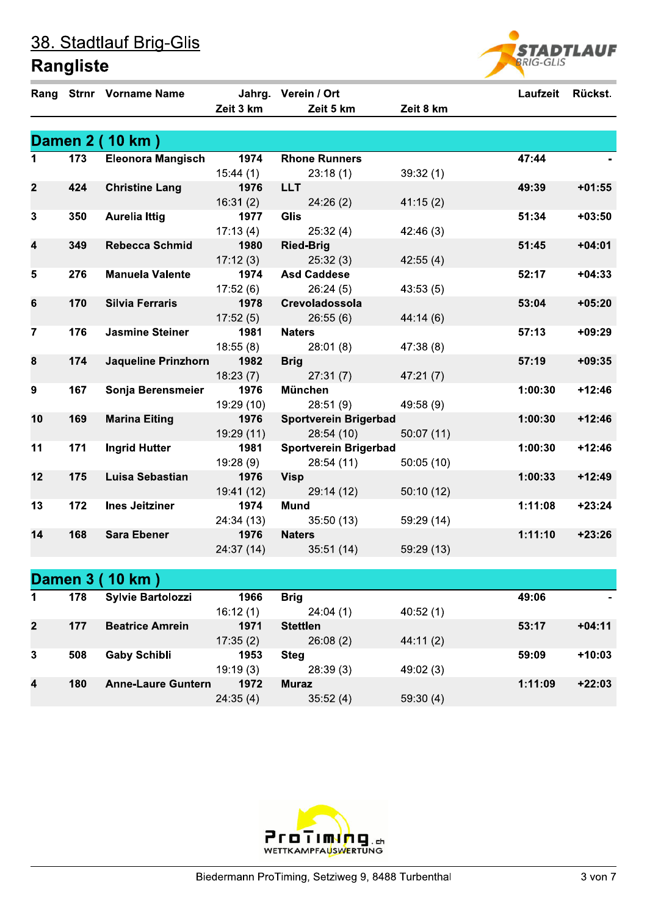# 38. Stadtlauf Brig-Glis

## Rangliste

### Damen 2 ( 10 km )

| Rang | Strnr | Vorname Name | Jahrg. | Verein / Ort | Zeit 3 km | Zeit 5 km | Zeit 8 km | Laufzeit | Rückst. |
|---|---|---|---|---|---|---|---|---|---|
| 1 | 173 | Eleonora Mangisch | 1974 | Rhone Runners | 15:44 (1) | 23:18 (1) | 39:32 (1) | 47:44 | - |
| 2 | 424 | Christine Lang | 1976 | LLT | 16:31 (2) | 24:26 (2) | 41:15 (2) | 49:39 | +01:55 |
| 3 | 350 | Aurelia Ittig | 1977 | Glis | 17:13 (4) | 25:32 (4) | 42:46 (3) | 51:34 | +03:50 |
| 4 | 349 | Rebecca Schmid | 1980 | Ried-Brig | 17:12 (3) | 25:32 (3) | 42:55 (4) | 51:45 | +04:01 |
| 5 | 276 | Manuela Valente | 1974 | Asd Caddese | 17:52 (6) | 26:24 (5) | 43:53 (5) | 52:17 | +04:33 |
| 6 | 170 | Silvia Ferraris | 1978 | Crevoladossola | 17:52 (5) | 26:55 (6) | 44:14 (6) | 53:04 | +05:20 |
| 7 | 176 | Jasmine Steiner | 1981 | Naters | 18:55 (8) | 28:01 (8) | 47:38 (8) | 57:13 | +09:29 |
| 8 | 174 | Jaqueline Prinzhorn | 1982 | Brig | 18:23 (7) | 27:31 (7) | 47:21 (7) | 57:19 | +09:35 |
| 9 | 167 | Sonja Berensmeier | 1976 | München | 19:29 (10) | 28:51 (9) | 49:58 (9) | 1:00:30 | +12:46 |
| 10 | 169 | Marina Eiting | 1976 | Sportverein Brigerbad | 19:29 (11) | 28:54 (10) | 50:07 (11) | 1:00:30 | +12:46 |
| 11 | 171 | Ingrid Hutter | 1981 | Sportverein Brigerbad | 19:28 (9) | 28:54 (11) | 50:05 (10) | 1:00:30 | +12:46 |
| 12 | 175 | Luisa Sebastian | 1976 | Visp | 19:41 (12) | 29:14 (12) | 50:10 (12) | 1:00:33 | +12:49 |
| 13 | 172 | Ines Jeitziner | 1974 | Mund | 24:34 (13) | 35:50 (13) | 59:29 (14) | 1:11:08 | +23:24 |
| 14 | 168 | Sara Ebener | 1976 | Naters | 24:37 (14) | 35:51 (14) | 59:29 (13) | 1:11:10 | +23:26 |

### Damen 3 ( 10 km )

| Rang | Strnr | Vorname Name | Jahrg. | Verein / Ort | Zeit 3 km | Zeit 5 km | Zeit 8 km | Laufzeit | Rückst. |
|---|---|---|---|---|---|---|---|---|---|
| 1 | 178 | Sylvie Bartolozzi | 1966 | Brig | 16:12 (1) | 24:04 (1) | 40:52 (1) | 49:06 | - |
| 2 | 177 | Beatrice Amrein | 1971 | Stettlen | 17:35 (2) | 26:08 (2) | 44:11 (2) | 53:17 | +04:11 |
| 3 | 508 | Gaby Schibli | 1953 | Steg | 19:19 (3) | 28:39 (3) | 49:02 (3) | 59:09 | +10:03 |
| 4 | 180 | Anne-Laure Guntern | 1972 | Muraz | 24:35 (4) | 35:52 (4) | 59:30 (4) | 1:11:09 | +22:03 |

Biedermann ProTiming, Setziweg 9, 8488 Turbenthal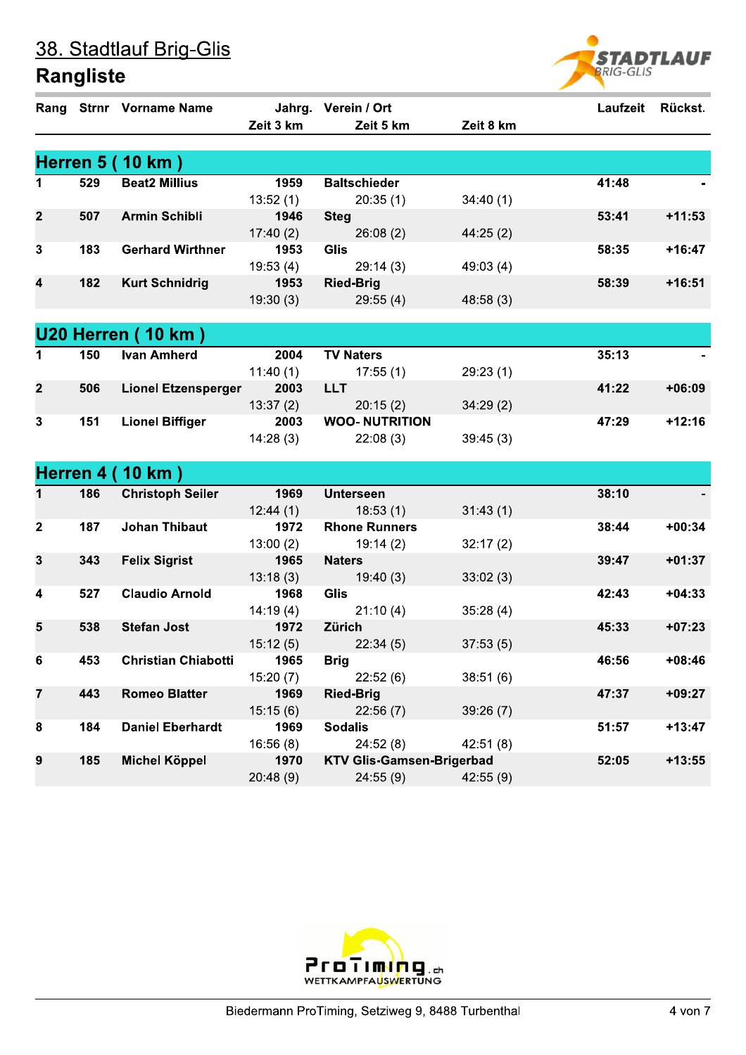# 38. Stadtlauf Brig-Glis

## Rangliste

| Rang | Strnr | Vorname Name | Jahrg. / Zeit 3 km | Verein / Ort / Zeit 5 km | Zeit 8 km | Laufzeit | Rückst. |
|---|---|---|---|---|---|---|---|

### Herren 5 ( 10 km )

| Rang | Strnr | Vorname Name | Jahrg. / Zeit 3 km | Verein / Ort / Zeit 5 km | Zeit 8 km | Laufzeit | Rückst. |
|---|---|---|---|---|---|---|---|
| 1 | 529 | Beat2 Millius | 1959 | Baltschieder | | 41:48 | - |
| | | | 13:52 (1) | 20:35 (1) | 34:40 (1) | | |
| 2 | 507 | Armin Schibli | 1946 | Steg | | 53:41 | +11:53 |
| | | | 17:40 (2) | 26:08 (2) | 44:25 (2) | | |
| 3 | 183 | Gerhard Wirthner | 1953 | Glis | | 58:35 | +16:47 |
| | | | 19:53 (4) | 29:14 (3) | 49:03 (4) | | |
| 4 | 182 | Kurt Schnidrig | 1953 | Ried-Brig | | 58:39 | +16:51 |
| | | | 19:30 (3) | 29:55 (4) | 48:58 (3) | | |

### U20 Herren ( 10 km )

| Rang | Strnr | Vorname Name | Jahrg. / Zeit 3 km | Verein / Ort / Zeit 5 km | Zeit 8 km | Laufzeit | Rückst. |
|---|---|---|---|---|---|---|---|
| 1 | 150 | Ivan Amherd | 2004 | TV Naters | | 35:13 | - |
| | | | 11:40 (1) | 17:55 (1) | 29:23 (1) | | |
| 2 | 506 | Lionel Etzensperger | 2003 | LLT | | 41:22 | +06:09 |
| | | | 13:37 (2) | 20:15 (2) | 34:29 (2) | | |
| 3 | 151 | Lionel Biffiger | 2003 | WOO- NUTRITION | | 47:29 | +12:16 |
| | | | 14:28 (3) | 22:08 (3) | 39:45 (3) | | |

### Herren 4 ( 10 km )

| Rang | Strnr | Vorname Name | Jahrg. / Zeit 3 km | Verein / Ort / Zeit 5 km | Zeit 8 km | Laufzeit | Rückst. |
|---|---|---|---|---|---|---|---|
| 1 | 186 | Christoph Seiler | 1969 | Unterseen | | 38:10 | - |
| | | | 12:44 (1) | 18:53 (1) | 31:43 (1) | | |
| 2 | 187 | Johan Thibaut | 1972 | Rhone Runners | | 38:44 | +00:34 |
| | | | 13:00 (2) | 19:14 (2) | 32:17 (2) | | |
| 3 | 343 | Felix Sigrist | 1965 | Naters | | 39:47 | +01:37 |
| | | | 13:18 (3) | 19:40 (3) | 33:02 (3) | | |
| 4 | 527 | Claudio Arnold | 1968 | Glis | | 42:43 | +04:33 |
| | | | 14:19 (4) | 21:10 (4) | 35:28 (4) | | |
| 5 | 538 | Stefan Jost | 1972 | Zürich | | 45:33 | +07:23 |
| | | | 15:12 (5) | 22:34 (5) | 37:53 (5) | | |
| 6 | 453 | Christian Chiabotti | 1965 | Brig | | 46:56 | +08:46 |
| | | | 15:20 (7) | 22:52 (6) | 38:51 (6) | | |
| 7 | 443 | Romeo Blatter | 1969 | Ried-Brig | | 47:37 | +09:27 |
| | | | 15:15 (6) | 22:56 (7) | 39:26 (7) | | |
| 8 | 184 | Daniel Eberhardt | 1969 | Sodalis | | 51:57 | +13:47 |
| | | | 16:56 (8) | 24:52 (8) | 42:51 (8) | | |
| 9 | 185 | Michel Köppel | 1970 | KTV Glis-Gamsen-Brigerbad | | 52:05 | +13:55 |
| | | | 20:48 (9) | 24:55 (9) | 42:55 (9) | | |

ProTiming.ch WETTKAMPFAUSWERTUNG

Biedermann ProTiming, Setziweg 9, 8488 Turbenthal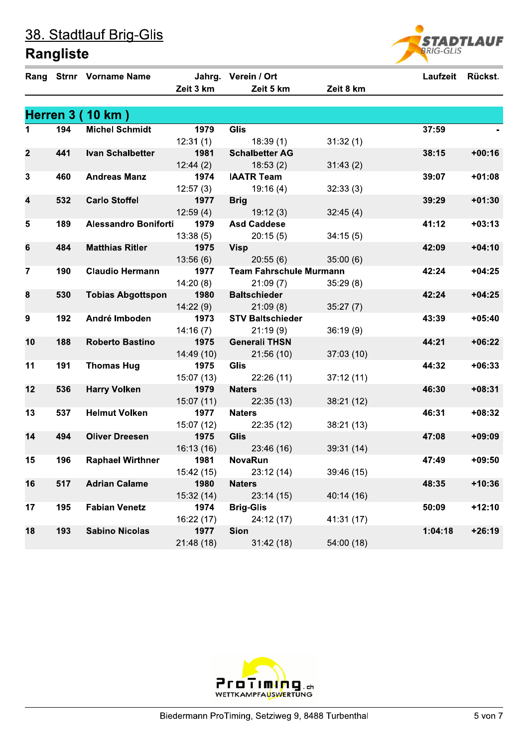# 38. Stadtlauf Brig-Glis

## Rangliste

### Herren 3 ( 10 km )

| Rang | Strnr | Vorname Name | Jahrg. / Zeit 3 km | Verein / Ort / Zeit 5 km | Zeit 8 km | Laufzeit | Rückst. |
|---|---|---|---|---|---|---|---|
| 1 | 194 | Michel Schmidt | 1979 | Glis | | 37:59 | - |
| | | | 12:31 (1) | 18:39 (1) | 31:32 (1) | | |
| 2 | 441 | Ivan Schalbetter | 1981 | Schalbetter AG | | 38:15 | +00:16 |
| | | | 12:44 (2) | 18:53 (2) | 31:43 (2) | | |
| 3 | 460 | Andreas Manz | 1974 | IAATR Team | | 39:07 | +01:08 |
| | | | 12:57 (3) | 19:16 (4) | 32:33 (3) | | |
| 4 | 532 | Carlo Stoffel | 1977 | Brig | | 39:29 | +01:30 |
| | | | 12:59 (4) | 19:12 (3) | 32:45 (4) | | |
| 5 | 189 | Alessandro Boniforti | 1979 | Asd Caddese | | 41:12 | +03:13 |
| | | | 13:38 (5) | 20:15 (5) | 34:15 (5) | | |
| 6 | 484 | Matthias Ritler | 1975 | Visp | | 42:09 | +04:10 |
| | | | 13:56 (6) | 20:55 (6) | 35:00 (6) | | |
| 7 | 190 | Claudio Hermann | 1977 | Team Fahrschule Murmann | | 42:24 | +04:25 |
| | | | 14:20 (8) | 21:09 (7) | 35:29 (8) | | |
| 8 | 530 | Tobias Abgottspon | 1980 | Baltschieder | | 42:24 | +04:25 |
| | | | 14:22 (9) | 21:09 (8) | 35:27 (7) | | |
| 9 | 192 | André Imboden | 1973 | STV Baltschieder | | 43:39 | +05:40 |
| | | | 14:16 (7) | 21:19 (9) | 36:19 (9) | | |
| 10 | 188 | Roberto Bastino | 1975 | Generali THSN | | 44:21 | +06:22 |
| | | | 14:49 (10) | 21:56 (10) | 37:03 (10) | | |
| 11 | 191 | Thomas Hug | 1975 | Glis | | 44:32 | +06:33 |
| | | | 15:07 (13) | 22:26 (11) | 37:12 (11) | | |
| 12 | 536 | Harry Volken | 1979 | Naters | | 46:30 | +08:31 |
| | | | 15:07 (11) | 22:35 (13) | 38:21 (12) | | |
| 13 | 537 | Helmut Volken | 1977 | Naters | | 46:31 | +08:32 |
| | | | 15:07 (12) | 22:35 (12) | 38:21 (13) | | |
| 14 | 494 | Oliver Dreesen | 1975 | Glis | | 47:08 | +09:09 |
| | | | 16:13 (16) | 23:46 (16) | 39:31 (14) | | |
| 15 | 196 | Raphael Wirthner | 1981 | NovaRun | | 47:49 | +09:50 |
| | | | 15:42 (15) | 23:12 (14) | 39:46 (15) | | |
| 16 | 517 | Adrian Calame | 1980 | Naters | | 48:35 | +10:36 |
| | | | 15:32 (14) | 23:14 (15) | 40:14 (16) | | |
| 17 | 195 | Fabian Venetz | 1974 | Brig-Glis | | 50:09 | +12:10 |
| | | | 16:22 (17) | 24:12 (17) | 41:31 (17) | | |
| 18 | 193 | Sabino Nicolas | 1977 | Sion | | 1:04:18 | +26:19 |
| | | | 21:48 (18) | 31:42 (18) | 54:00 (18) | | |

ProTiming.ch WETTKAMPFAUSWERTUNG

Biedermann ProTiming, Setziweg 9, 8488 Turbenthal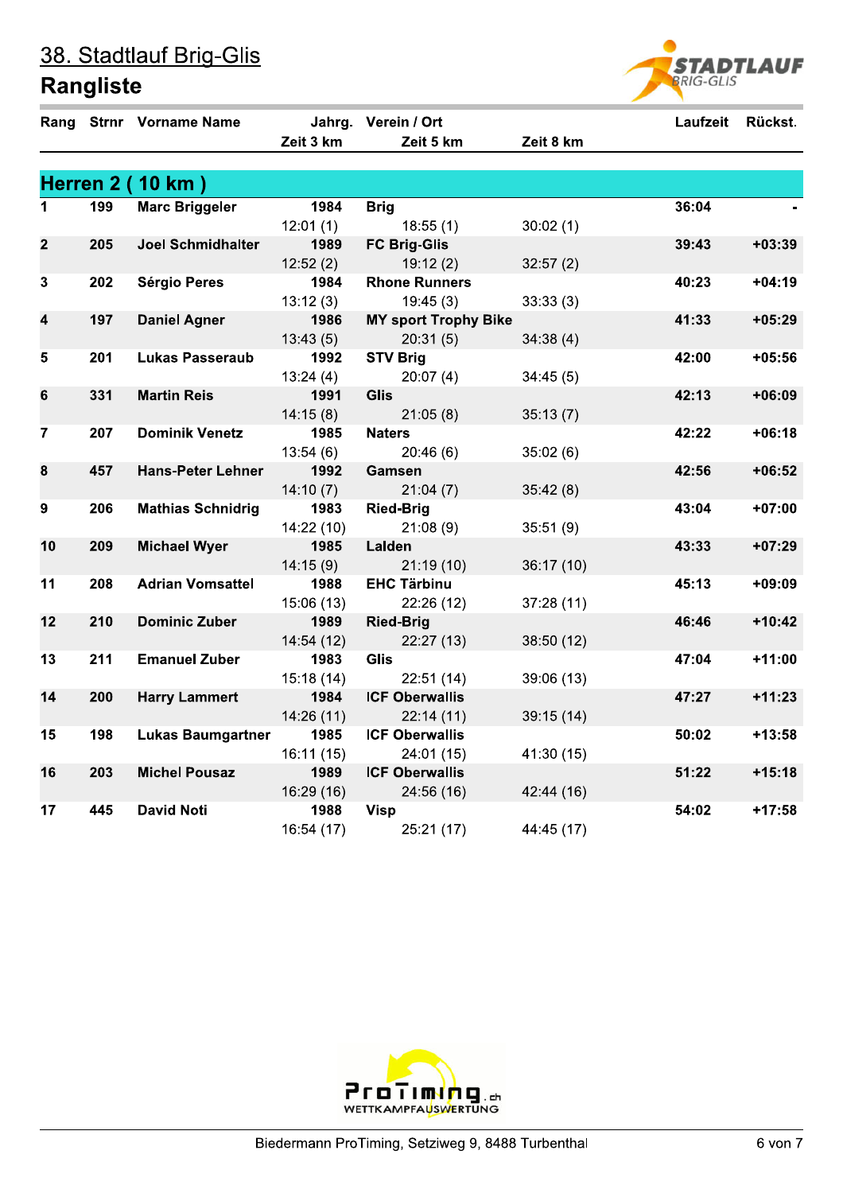# 38. Stadtlauf Brig-Glis

## Rangliste

### Herren 2 ( 10 km )

| Rang | Strnr | Vorname Name | Jahrg. | Verein / Ort | Zeit 3 km | Zeit 5 km | Zeit 8 km | Laufzeit | Rückst. |
|---|---|---|---|---|---|---|---|---|---|
| 1 | 199 | Marc Briggeler | 1984 | Brig | 12:01 (1) | 18:55 (1) | 30:02 (1) | 36:04 | - |
| 2 | 205 | Joel Schmidhalter | 1989 | FC Brig-Glis | 12:52 (2) | 19:12 (2) | 32:57 (2) | 39:43 | +03:39 |
| 3 | 202 | Sérgio Peres | 1984 | Rhone Runners | 13:12 (3) | 19:45 (3) | 33:33 (3) | 40:23 | +04:19 |
| 4 | 197 | Daniel Agner | 1986 | MY sport Trophy Bike | 13:43 (5) | 20:31 (5) | 34:38 (4) | 41:33 | +05:29 |
| 5 | 201 | Lukas Passeraub | 1992 | STV Brig | 13:24 (4) | 20:07 (4) | 34:45 (5) | 42:00 | +05:56 |
| 6 | 331 | Martin Reis | 1991 | Glis | 14:15 (8) | 21:05 (8) | 35:13 (7) | 42:13 | +06:09 |
| 7 | 207 | Dominik Venetz | 1985 | Naters | 13:54 (6) | 20:46 (6) | 35:02 (6) | 42:22 | +06:18 |
| 8 | 457 | Hans-Peter Lehner | 1992 | Gamsen | 14:10 (7) | 21:04 (7) | 35:42 (8) | 42:56 | +06:52 |
| 9 | 206 | Mathias Schnidrig | 1983 | Ried-Brig | 14:22 (10) | 21:08 (9) | 35:51 (9) | 43:04 | +07:00 |
| 10 | 209 | Michael Wyer | 1985 | Lalden | 14:15 (9) | 21:19 (10) | 36:17 (10) | 43:33 | +07:29 |
| 11 | 208 | Adrian Vomsattel | 1988 | EHC Tärbinu | 15:06 (13) | 22:26 (12) | 37:28 (11) | 45:13 | +09:09 |
| 12 | 210 | Dominic Zuber | 1989 | Ried-Brig | 14:54 (12) | 22:27 (13) | 38:50 (12) | 46:46 | +10:42 |
| 13 | 211 | Emanuel Zuber | 1983 | Glis | 15:18 (14) | 22:51 (14) | 39:06 (13) | 47:04 | +11:00 |
| 14 | 200 | Harry Lammert | 1984 | ICF Oberwallis | 14:26 (11) | 22:14 (11) | 39:15 (14) | 47:27 | +11:23 |
| 15 | 198 | Lukas Baumgartner | 1985 | ICF Oberwallis | 16:11 (15) | 24:01 (15) | 41:30 (15) | 50:02 | +13:58 |
| 16 | 203 | Michel Pousaz | 1989 | ICF Oberwallis | 16:29 (16) | 24:56 (16) | 42:44 (16) | 51:22 | +15:18 |
| 17 | 445 | David Noti | 1988 | Visp | 16:54 (17) | 25:21 (17) | 44:45 (17) | 54:02 | +17:58 |

ProTiming.ch WETTKAMPFAUSWERTUNG

Biedermann ProTiming, Setziweg 9, 8488 Turbenthal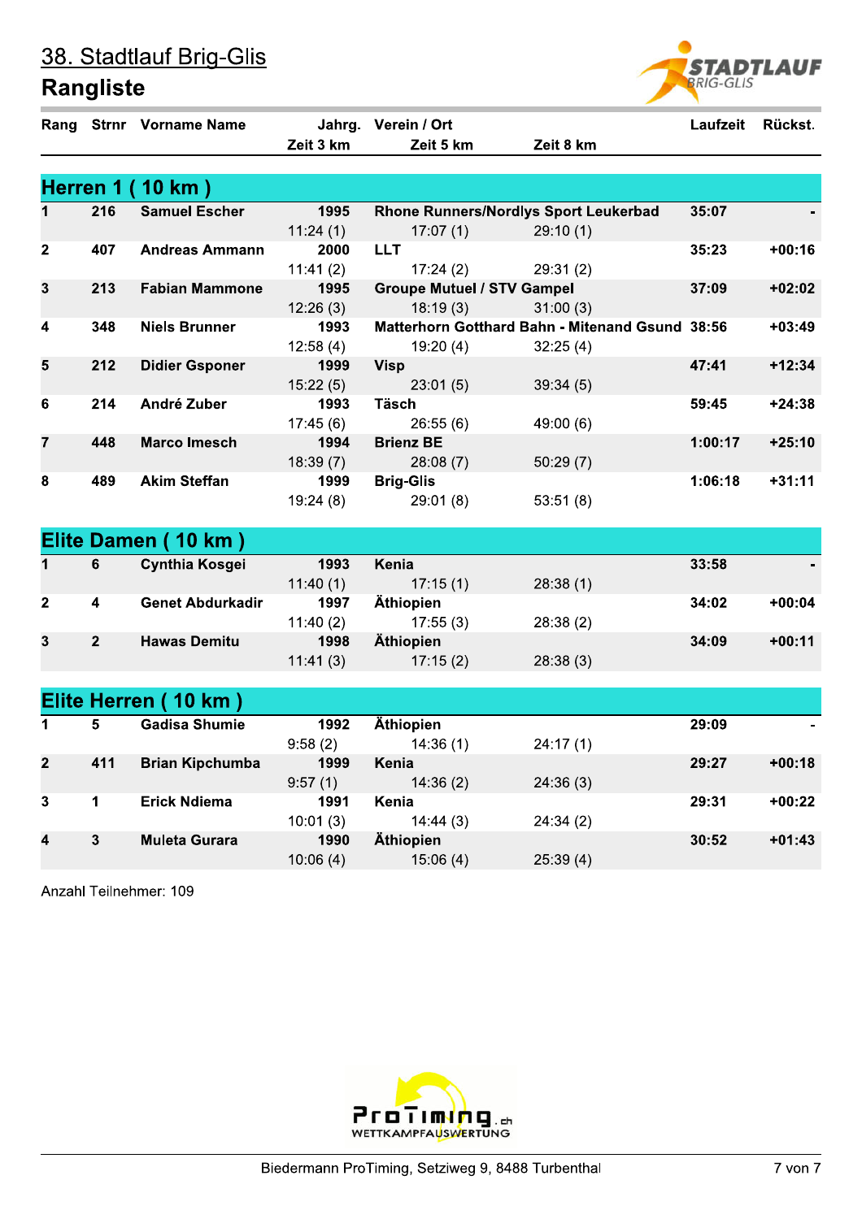# 38. Stadtlauf Brig-Glis

## Rangliste

| Rang | Strnr | Vorname Name | Jahrg. / Zeit 3 km | Verein / Ort / Zeit 5 km | Zeit 8 km | Laufzeit | Rückst. |
|---|---|---|---|---|---|---|---|
| **Herren 1 ( 10 km )** | | | | | | | |
| 1 | 216 | Samuel Escher | 1995 | Rhone Runners/Nordlys Sport Leukerbad | | 35:07 | - |
| | | | 11:24 (1) | 17:07 (1) | 29:10 (1) | | |
| 2 | 407 | Andreas Ammann | 2000 | LLT | | 35:23 | +00:16 |
| | | | 11:41 (2) | 17:24 (2) | 29:31 (2) | | |
| 3 | 213 | Fabian Mammone | 1995 | Groupe Mutuel / STV Gampel | | 37:09 | +02:02 |
| | | | 12:26 (3) | 18:19 (3) | 31:00 (3) | | |
| 4 | 348 | Niels Brunner | 1993 | Matterhorn Gotthard Bahn - Mitenand Gsund | | 38:56 | +03:49 |
| | | | 12:58 (4) | 19:20 (4) | 32:25 (4) | | |
| 5 | 212 | Didier Gsponer | 1999 | Visp | | 47:41 | +12:34 |
| | | | 15:22 (5) | 23:01 (5) | 39:34 (5) | | |
| 6 | 214 | André Zuber | 1993 | Täsch | | 59:45 | +24:38 |
| | | | 17:45 (6) | 26:55 (6) | 49:00 (6) | | |
| 7 | 448 | Marco Imesch | 1994 | Brienz BE | | 1:00:17 | +25:10 |
| | | | 18:39 (7) | 28:08 (7) | 50:29 (7) | | |
| 8 | 489 | Akim Steffan | 1999 | Brig-Glis | | 1:06:18 | +31:11 |
| | | | 19:24 (8) | 29:01 (8) | 53:51 (8) | | |
| **Elite Damen ( 10 km )** | | | | | | | |
| 1 | 6 | Cynthia Kosgei | 1993 | Kenia | | 33:58 | - |
| | | | 11:40 (1) | 17:15 (1) | 28:38 (1) | | |
| 2 | 4 | Genet Abdurkadir | 1997 | Äthiopien | | 34:02 | +00:04 |
| | | | 11:40 (2) | 17:55 (3) | 28:38 (2) | | |
| 3 | 2 | Hawas Demitu | 1998 | Äthiopien | | 34:09 | +00:11 |
| | | | 11:41 (3) | 17:15 (2) | 28:38 (3) | | |
| **Elite Herren ( 10 km )** | | | | | | | |
| 1 | 5 | Gadisa Shumie | 1992 | Äthiopien | | 29:09 | - |
| | | | 9:58 (2) | 14:36 (1) | 24:17 (1) | | |
| 2 | 411 | Brian Kipchumba | 1999 | Kenia | | 29:27 | +00:18 |
| | | | 9:57 (1) | 14:36 (2) | 24:36 (3) | | |
| 3 | 1 | Erick Ndiema | 1991 | Kenia | | 29:31 | +00:22 |
| | | | 10:01 (3) | 14:44 (3) | 24:34 (2) | | |
| 4 | 3 | Muleta Gurara | 1990 | Äthiopien | | 30:52 | +01:43 |
| | | | 10:06 (4) | 15:06 (4) | 25:39 (4) | | |

Anzahl Teilnehmer: 109

Biedermann ProTiming, Setziweg 9, 8488 Turbenthal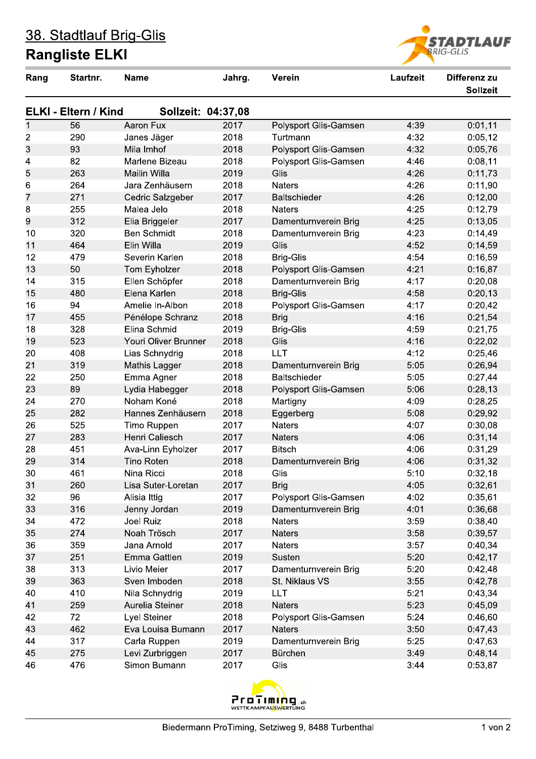# 38. Stadtlauf Brig-Glis

## Rangliste ELKI

| Rang | Startnr. | Name | Jahrg. | Verein | Laufzeit | Differenz zu Sollzeit |
|---|---|---|---|---|---|---|
| **ELKI - Eltern / Kind** | | **Sollzeit: 04:37,08** | | | | |
| 1 | 56 | Aaron Fux | 2017 | Polysport Glis-Gamsen | 4:39 | 0:01,11 |
| 2 | 290 | Janes Jäger | 2018 | Turtmann | 4:32 | 0:05,12 |
| 3 | 93 | Mila Imhof | 2018 | Polysport Glis-Gamsen | 4:32 | 0:05,76 |
| 4 | 82 | Marlene Bizeau | 2018 | Polysport Glis-Gamsen | 4:46 | 0:08,11 |
| 5 | 263 | Mailin Willa | 2019 | Glis | 4:26 | 0:11,73 |
| 6 | 264 | Jara Zenhäusern | 2018 | Naters | 4:26 | 0:11,90 |
| 7 | 271 | Cedric Salzgeber | 2017 | Baltschieder | 4:26 | 0:12,00 |
| 8 | 255 | Malea Jelo | 2018 | Naters | 4:25 | 0:12,79 |
| 9 | 312 | Elia Briggeler | 2017 | Damenturnverein Brig | 4:25 | 0:13,05 |
| 10 | 320 | Ben Schmidt | 2018 | Damenturnverein Brig | 4:23 | 0:14,49 |
| 11 | 464 | Elin Willa | 2019 | Glis | 4:52 | 0:14,59 |
| 12 | 479 | Severin Karlen | 2018 | Brig-Glis | 4:54 | 0:16,59 |
| 13 | 50 | Tom Eyholzer | 2018 | Polysport Glis-Gamsen | 4:21 | 0:16,87 |
| 14 | 315 | Ellen Schöpfer | 2018 | Damenturnverein Brig | 4:17 | 0:20,08 |
| 15 | 480 | Elena Karlen | 2018 | Brig-Glis | 4:58 | 0:20,13 |
| 16 | 94 | Amelie In-Albon | 2018 | Polysport Glis-Gamsen | 4:17 | 0:20,42 |
| 17 | 455 | Pénélope Schranz | 2018 | Brig | 4:16 | 0:21,54 |
| 18 | 328 | Elina Schmid | 2019 | Brig-Glis | 4:59 | 0:21,75 |
| 19 | 523 | Youri Oliver Brunner | 2018 | Glis | 4:16 | 0:22,02 |
| 20 | 408 | Lias Schnydrig | 2018 | LLT | 4:12 | 0:25,46 |
| 21 | 319 | Mathis Lagger | 2018 | Damenturnverein Brig | 5:05 | 0:26,94 |
| 22 | 250 | Emma Agner | 2018 | Baltschieder | 5:05 | 0:27,44 |
| 23 | 89 | Lydia Habegger | 2018 | Polysport Glis-Gamsen | 5:06 | 0:28,13 |
| 24 | 270 | Noham Koné | 2018 | Martigny | 4:09 | 0:28,25 |
| 25 | 282 | Hannes Zenhäusern | 2018 | Eggerberg | 5:08 | 0:29,92 |
| 26 | 525 | Timo Ruppen | 2017 | Naters | 4:07 | 0:30,08 |
| 27 | 283 | Henri Caliesch | 2017 | Naters | 4:06 | 0:31,14 |
| 28 | 451 | Ava-Linn Eyholzer | 2017 | Bitsch | 4:06 | 0:31,29 |
| 29 | 314 | Tino Roten | 2018 | Damenturnverein Brig | 4:06 | 0:31,32 |
| 30 | 461 | Nina Ricci | 2018 | Glis | 5:10 | 0:32,18 |
| 31 | 260 | Lisa Suter-Loretan | 2017 | Brig | 4:05 | 0:32,61 |
| 32 | 96 | Alisia Ittig | 2017 | Polysport Glis-Gamsen | 4:02 | 0:35,61 |
| 33 | 316 | Jenny Jordan | 2019 | Damenturnverein Brig | 4:01 | 0:36,68 |
| 34 | 472 | Joel Ruiz | 2018 | Naters | 3:59 | 0:38,40 |
| 35 | 274 | Noah Trösch | 2017 | Naters | 3:58 | 0:39,57 |
| 36 | 359 | Jana Arnold | 2017 | Naters | 3:57 | 0:40,34 |
| 37 | 251 | Emma Gattlen | 2019 | Susten | 5:20 | 0:42,17 |
| 38 | 313 | Livio Meier | 2017 | Damenturnverein Brig | 5:20 | 0:42,48 |
| 39 | 363 | Sven Imboden | 2018 | St. Niklaus VS | 3:55 | 0:42,78 |
| 40 | 410 | Nila Schnydrig | 2019 | LLT | 5:21 | 0:43,34 |
| 41 | 259 | Aurelia Steiner | 2018 | Naters | 5:23 | 0:45,09 |
| 42 | 72 | Lyel Steiner | 2018 | Polysport Glis-Gamsen | 5:24 | 0:46,60 |
| 43 | 462 | Eva Louisa Bumann | 2017 | Naters | 3:50 | 0:47,43 |
| 44 | 317 | Carla Ruppen | 2019 | Damenturnverein Brig | 5:25 | 0:47,63 |
| 45 | 275 | Levi Zurbriggen | 2017 | Bürchen | 3:49 | 0:48,14 |
| 46 | 476 | Simon Bumann | 2017 | Glis | 3:44 | 0:53,87 |

Biedermann ProTiming, Setziweg 9, 8488 Turbenthal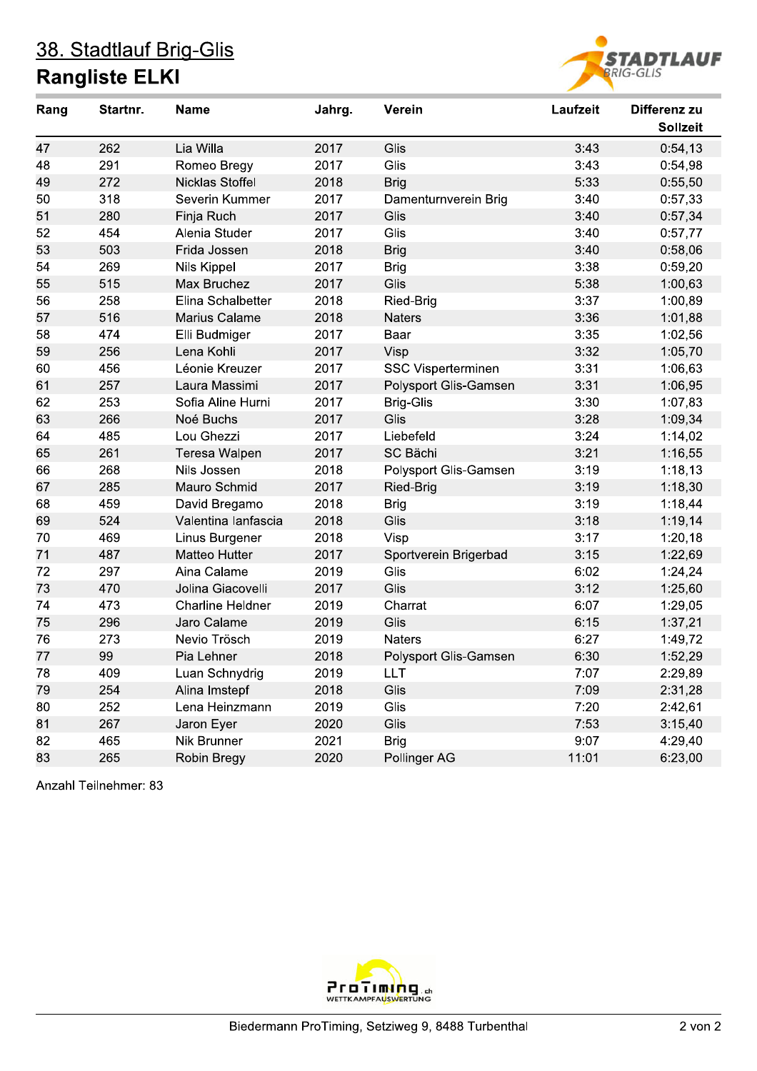# 38. Stadtlauf Brig-Glis

## Rangliste ELKI

| Rang | Startnr. | Name | Jahrg. | Verein | Laufzeit | Differenz zu Sollzeit |
|---|---|---|---|---|---|---|
| 47 | 262 | Lia Willa | 2017 | Glis | 3:43 | 0:54,13 |
| 48 | 291 | Romeo Bregy | 2017 | Glis | 3:43 | 0:54,98 |
| 49 | 272 | Nicklas Stoffel | 2018 | Brig | 5:33 | 0:55,50 |
| 50 | 318 | Severin Kummer | 2017 | Damenturnverein Brig | 3:40 | 0:57,33 |
| 51 | 280 | Finja Ruch | 2017 | Glis | 3:40 | 0:57,34 |
| 52 | 454 | Alenia Studer | 2017 | Glis | 3:40 | 0:57,77 |
| 53 | 503 | Frida Jossen | 2018 | Brig | 3:40 | 0:58,06 |
| 54 | 269 | Nils Kippel | 2017 | Brig | 3:38 | 0:59,20 |
| 55 | 515 | Max Bruchez | 2017 | Glis | 5:38 | 1:00,63 |
| 56 | 258 | Elina Schalbetter | 2018 | Ried-Brig | 3:37 | 1:00,89 |
| 57 | 516 | Marius Calame | 2018 | Naters | 3:36 | 1:01,88 |
| 58 | 474 | Elli Budmiger | 2017 | Baar | 3:35 | 1:02,56 |
| 59 | 256 | Lena Kohli | 2017 | Visp | 3:32 | 1:05,70 |
| 60 | 456 | Léonie Kreuzer | 2017 | SSC Visperterminen | 3:31 | 1:06,63 |
| 61 | 257 | Laura Massimi | 2017 | Polysport Glis-Gamsen | 3:31 | 1:06,95 |
| 62 | 253 | Sofia Aline Hurni | 2017 | Brig-Glis | 3:30 | 1:07,83 |
| 63 | 266 | Noé Buchs | 2017 | Glis | 3:28 | 1:09,34 |
| 64 | 485 | Lou Ghezzi | 2017 | Liebefeld | 3:24 | 1:14,02 |
| 65 | 261 | Teresa Walpen | 2017 | SC Bächi | 3:21 | 1:16,55 |
| 66 | 268 | Nils Jossen | 2018 | Polysport Glis-Gamsen | 3:19 | 1:18,13 |
| 67 | 285 | Mauro Schmid | 2017 | Ried-Brig | 3:19 | 1:18,30 |
| 68 | 459 | David Bregamo | 2018 | Brig | 3:19 | 1:18,44 |
| 69 | 524 | Valentina Ianfascia | 2018 | Glis | 3:18 | 1:19,14 |
| 70 | 469 | Linus Burgener | 2018 | Visp | 3:17 | 1:20,18 |
| 71 | 487 | Matteo Hutter | 2017 | Sportverein Brigerbad | 3:15 | 1:22,69 |
| 72 | 297 | Aina Calame | 2019 | Glis | 6:02 | 1:24,24 |
| 73 | 470 | Jolina Giacovelli | 2017 | Glis | 3:12 | 1:25,60 |
| 74 | 473 | Charline Heldner | 2019 | Charrat | 6:07 | 1:29,05 |
| 75 | 296 | Jaro Calame | 2019 | Glis | 6:15 | 1:37,21 |
| 76 | 273 | Nevio Trösch | 2019 | Naters | 6:27 | 1:49,72 |
| 77 | 99 | Pia Lehner | 2018 | Polysport Glis-Gamsen | 6:30 | 1:52,29 |
| 78 | 409 | Luan Schnydrig | 2019 | LLT | 7:07 | 2:29,89 |
| 79 | 254 | Alina Imstepf | 2018 | Glis | 7:09 | 2:31,28 |
| 80 | 252 | Lena Heinzmann | 2019 | Glis | 7:20 | 2:42,61 |
| 81 | 267 | Jaron Eyer | 2020 | Glis | 7:53 | 3:15,40 |
| 82 | 465 | Nik Brunner | 2021 | Brig | 9:07 | 4:29,40 |
| 83 | 265 | Robin Bregy | 2020 | Pollinger AG | 11:01 | 6:23,00 |

Anzahl Teilnehmer: 83

Biedermann ProTiming, Setziweg 9, 8488 Turbenthal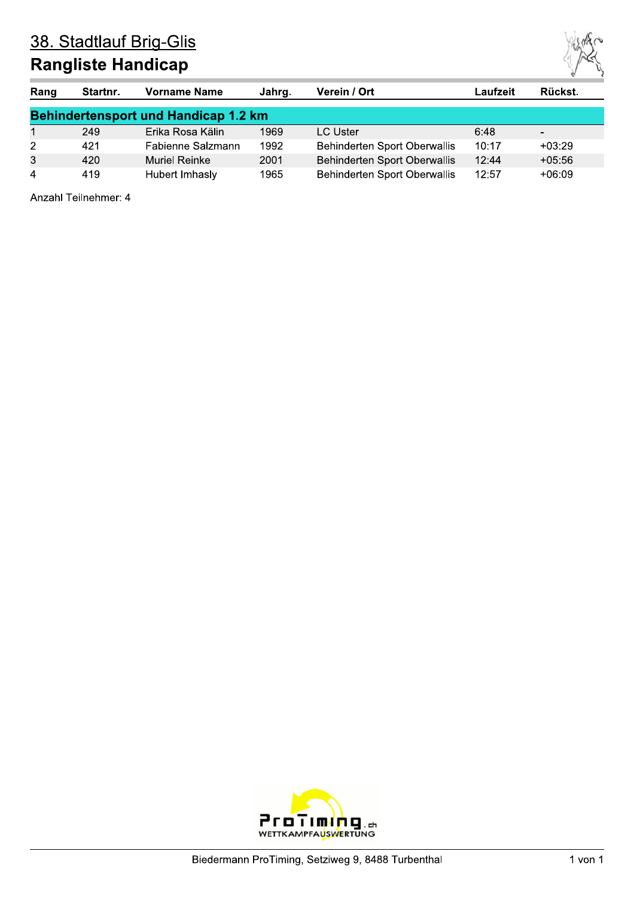# 38. Stadtlauf Brig-Glis

## Rangliste Handicap

| Rang | Startnr. | Vorname Name | Jahrg. | Verein / Ort | Laufzeit | Rückst. |
|---|---|---|---|---|---|---|
| **Behindertensport und Handicap 1.2 km** | | | | | | |
| 1 | 249 | Erika Rosa Kälin | 1969 | LC Uster | 6:48 | - |
| 2 | 421 | Fabienne Salzmann | 1992 | Behinderten Sport Oberwallis | 10:17 | +03:29 |
| 3 | 420 | Muriel Reinke | 2001 | Behinderten Sport Oberwallis | 12:44 | +05:56 |
| 4 | 419 | Hubert Imhasly | 1965 | Behinderten Sport Oberwallis | 12:57 | +06:09 |

Anzahl Teilnehmer: 4

Biedermann ProTiming, Setziweg 9, 8488 Turbenthal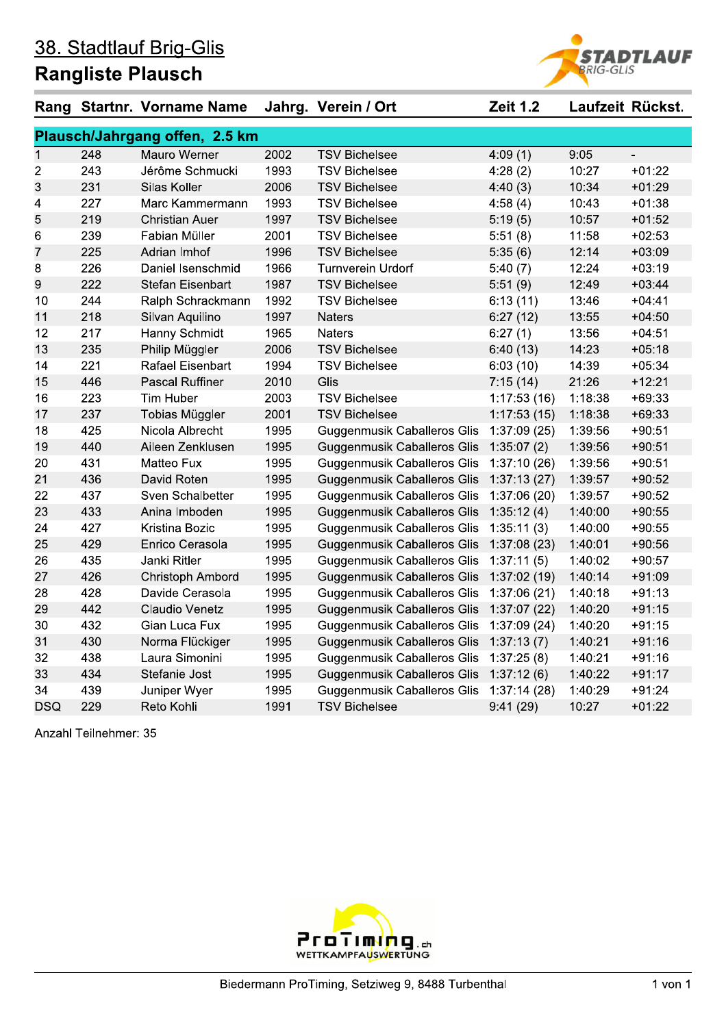# 38. Stadtlauf Brig-Glis

## Rangliste Plausch

| Rang | Startnr. | Vorname Name | Jahrg. | Verein / Ort | Zeit 1.2 | Laufzeit | Rückst. |
|---|---|---|---|---|---|---|---|
| **Plausch/Jahrgang offen, 2.5 km** | | | | | | | |
| 1 | 248 | Mauro Werner | 2002 | TSV Bichelsee | 4:09 (1) | 9:05 | - |
| 2 | 243 | Jérôme Schmucki | 1993 | TSV Bichelsee | 4:28 (2) | 10:27 | +01:22 |
| 3 | 231 | Silas Koller | 2006 | TSV Bichelsee | 4:40 (3) | 10:34 | +01:29 |
| 4 | 227 | Marc Kammermann | 1993 | TSV Bichelsee | 4:58 (4) | 10:43 | +01:38 |
| 5 | 219 | Christian Auer | 1997 | TSV Bichelsee | 5:19 (5) | 10:57 | +01:52 |
| 6 | 239 | Fabian Müller | 2001 | TSV Bichelsee | 5:51 (8) | 11:58 | +02:53 |
| 7 | 225 | Adrian Imhof | 1996 | TSV Bichelsee | 5:35 (6) | 12:14 | +03:09 |
| 8 | 226 | Daniel Isenschmid | 1966 | Turnverein Urdorf | 5:40 (7) | 12:24 | +03:19 |
| 9 | 222 | Stefan Eisenbart | 1987 | TSV Bichelsee | 5:51 (9) | 12:49 | +03:44 |
| 10 | 244 | Ralph Schrackmann | 1992 | TSV Bichelsee | 6:13 (11) | 13:46 | +04:41 |
| 11 | 218 | Silvan Aquilino | 1997 | Naters | 6:27 (12) | 13:55 | +04:50 |
| 12 | 217 | Hanny Schmidt | 1965 | Naters | 6:27 (1) | 13:56 | +04:51 |
| 13 | 235 | Philip Müggler | 2006 | TSV Bichelsee | 6:40 (13) | 14:23 | +05:18 |
| 14 | 221 | Rafael Eisenbart | 1994 | TSV Bichelsee | 6:03 (10) | 14:39 | +05:34 |
| 15 | 446 | Pascal Ruffiner | 2010 | Glis | 7:15 (14) | 21:26 | +12:21 |
| 16 | 223 | Tim Huber | 2003 | TSV Bichelsee | 1:17:53 (16) | 1:18:38 | +69:33 |
| 17 | 237 | Tobias Müggler | 2001 | TSV Bichelsee | 1:17:53 (15) | 1:18:38 | +69:33 |
| 18 | 425 | Nicola Albrecht | 1995 | Guggenmusik Caballeros Glis | 1:37:09 (25) | 1:39:56 | +90:51 |
| 19 | 440 | Aileen Zenklusen | 1995 | Guggenmusik Caballeros Glis | 1:35:07 (2) | 1:39:56 | +90:51 |
| 20 | 431 | Matteo Fux | 1995 | Guggenmusik Caballeros Glis | 1:37:10 (26) | 1:39:56 | +90:51 |
| 21 | 436 | David Roten | 1995 | Guggenmusik Caballeros Glis | 1:37:13 (27) | 1:39:57 | +90:52 |
| 22 | 437 | Sven Schalbetter | 1995 | Guggenmusik Caballeros Glis | 1:37:06 (20) | 1:39:57 | +90:52 |
| 23 | 433 | Anina Imboden | 1995 | Guggenmusik Caballeros Glis | 1:35:12 (4) | 1:40:00 | +90:55 |
| 24 | 427 | Kristina Bozic | 1995 | Guggenmusik Caballeros Glis | 1:35:11 (3) | 1:40:00 | +90:55 |
| 25 | 429 | Enrico Cerasola | 1995 | Guggenmusik Caballeros Glis | 1:37:08 (23) | 1:40:01 | +90:56 |
| 26 | 435 | Janki Ritler | 1995 | Guggenmusik Caballeros Glis | 1:37:11 (5) | 1:40:02 | +90:57 |
| 27 | 426 | Christoph Ambord | 1995 | Guggenmusik Caballeros Glis | 1:37:02 (19) | 1:40:14 | +91:09 |
| 28 | 428 | Davide Cerasola | 1995 | Guggenmusik Caballeros Glis | 1:37:06 (21) | 1:40:18 | +91:13 |
| 29 | 442 | Claudio Venetz | 1995 | Guggenmusik Caballeros Glis | 1:37:07 (22) | 1:40:20 | +91:15 |
| 30 | 432 | Gian Luca Fux | 1995 | Guggenmusik Caballeros Glis | 1:37:09 (24) | 1:40:20 | +91:15 |
| 31 | 430 | Norma Flückiger | 1995 | Guggenmusik Caballeros Glis | 1:37:13 (7) | 1:40:21 | +91:16 |
| 32 | 438 | Laura Simonini | 1995 | Guggenmusik Caballeros Glis | 1:37:25 (8) | 1:40:21 | +91:16 |
| 33 | 434 | Stefanie Jost | 1995 | Guggenmusik Caballeros Glis | 1:37:12 (6) | 1:40:22 | +91:17 |
| 34 | 439 | Juniper Wyer | 1995 | Guggenmusik Caballeros Glis | 1:37:14 (28) | 1:40:29 | +91:24 |
| DSQ | 229 | Reto Kohli | 1991 | TSV Bichelsee | 9:41 (29) | 10:27 | +01:22 |

Anzahl Teilnehmer: 35

ProTiming.ch WETTKAMPFAUSWERTUNG

Biedermann ProTiming, Setziweg 9, 8488 Turbenthal